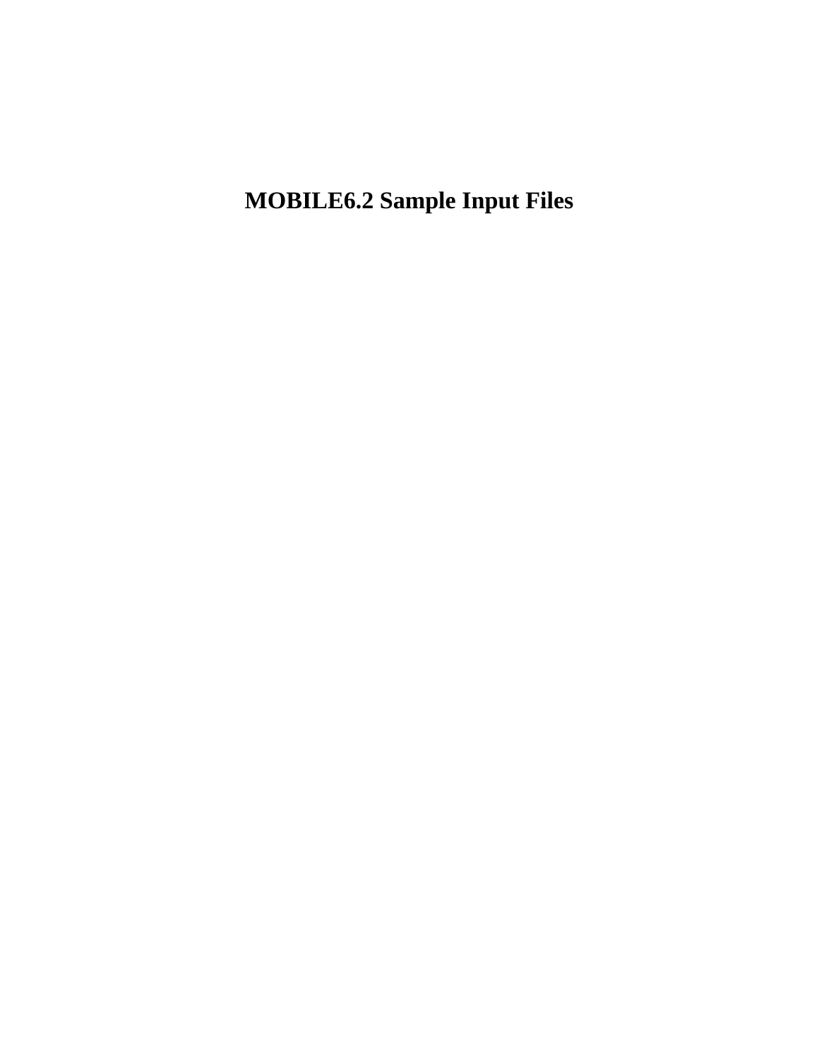# MOBILE6.2 Sample Input Files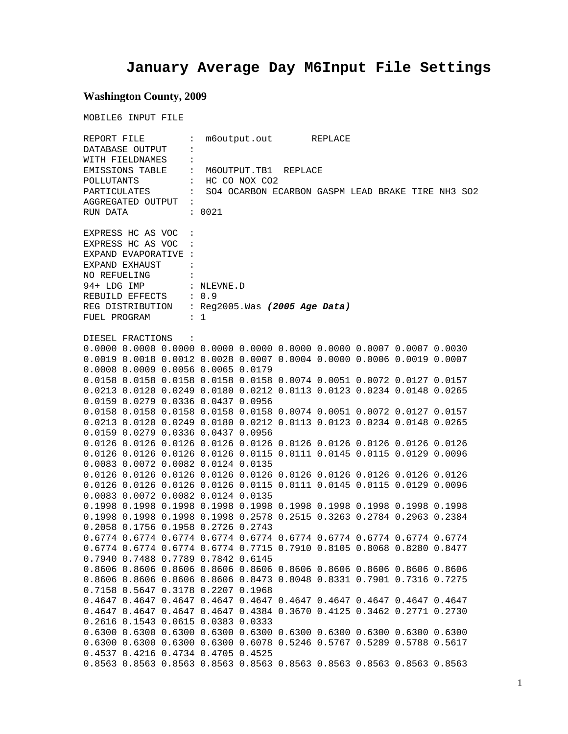# January Average Day M6Input File Settings

### Washington County, 2009

```
MOBILE6 INPUT FILE

REPORT FILE        :  m6output.out       REPLACE
DATABASE OUTPUT    :
WITH FIELDNAMES    :
EMISSIONS TABLE    :  M6OUTPUT.TB1  REPLACE
POLLUTANTS         :  HC CO NOX CO2
PARTICULATES       :  SO4 OCARBON ECARBON GASPM LEAD BRAKE TIRE NH3 SO2
AGGREGATED OUTPUT  :
RUN DATA           : 0021

EXPRESS HC AS VOC  :
EXPRESS HC AS VOC  :
EXPAND EVAPORATIVE :
EXPAND EXHAUST     :
NO REFUELING       :
94+ LDG IMP        : NLEVNE.D
REBUILD EFFECTS    : 0.9
REG DISTRIBUTION   : Reg2005.Was (2005 Age Data)
FUEL PROGRAM       : 1

DIESEL FRACTIONS   :
0.0000 0.0000 0.0000 0.0000 0.0000 0.0000 0.0000 0.0007 0.0007 0.0030
0.0019 0.0018 0.0012 0.0028 0.0007 0.0004 0.0000 0.0006 0.0019 0.0007
0.0008 0.0009 0.0056 0.0065 0.0179
0.0158 0.0158 0.0158 0.0158 0.0158 0.0074 0.0051 0.0072 0.0127 0.0157
0.0213 0.0120 0.0249 0.0180 0.0212 0.0113 0.0123 0.0234 0.0148 0.0265
0.0159 0.0279 0.0336 0.0437 0.0956
0.0158 0.0158 0.0158 0.0158 0.0158 0.0074 0.0051 0.0072 0.0127 0.0157
0.0213 0.0120 0.0249 0.0180 0.0212 0.0113 0.0123 0.0234 0.0148 0.0265
0.0159 0.0279 0.0336 0.0437 0.0956
0.0126 0.0126 0.0126 0.0126 0.0126 0.0126 0.0126 0.0126 0.0126 0.0126
0.0126 0.0126 0.0126 0.0126 0.0115 0.0111 0.0145 0.0115 0.0129 0.0096
0.0083 0.0072 0.0082 0.0124 0.0135
0.0126 0.0126 0.0126 0.0126 0.0126 0.0126 0.0126 0.0126 0.0126 0.0126
0.0126 0.0126 0.0126 0.0126 0.0115 0.0111 0.0145 0.0115 0.0129 0.0096
0.0083 0.0072 0.0082 0.0124 0.0135
0.1998 0.1998 0.1998 0.1998 0.1998 0.1998 0.1998 0.1998 0.1998 0.1998
0.1998 0.1998 0.1998 0.1998 0.2578 0.2515 0.3263 0.2784 0.2963 0.2384
0.2058 0.1756 0.1958 0.2726 0.2743
0.6774 0.6774 0.6774 0.6774 0.6774 0.6774 0.6774 0.6774 0.6774 0.6774
0.6774 0.6774 0.6774 0.6774 0.7715 0.7910 0.8105 0.8068 0.8280 0.8477
0.7940 0.7488 0.7789 0.7842 0.6145
0.8606 0.8606 0.8606 0.8606 0.8606 0.8606 0.8606 0.8606 0.8606 0.8606
0.8606 0.8606 0.8606 0.8606 0.8473 0.8048 0.8331 0.7901 0.7316 0.7275
0.7158 0.5647 0.3178 0.2207 0.1968
0.4647 0.4647 0.4647 0.4647 0.4647 0.4647 0.4647 0.4647 0.4647 0.4647
0.4647 0.4647 0.4647 0.4647 0.4384 0.3670 0.4125 0.3462 0.2771 0.2730
0.2616 0.1543 0.0615 0.0383 0.0333
0.6300 0.6300 0.6300 0.6300 0.6300 0.6300 0.6300 0.6300 0.6300 0.6300
0.6300 0.6300 0.6300 0.6300 0.6078 0.5246 0.5767 0.5289 0.5788 0.5617
0.4537 0.4216 0.4734 0.4705 0.4525
0.8563 0.8563 0.8563 0.8563 0.8563 0.8563 0.8563 0.8563 0.8563 0.8563
```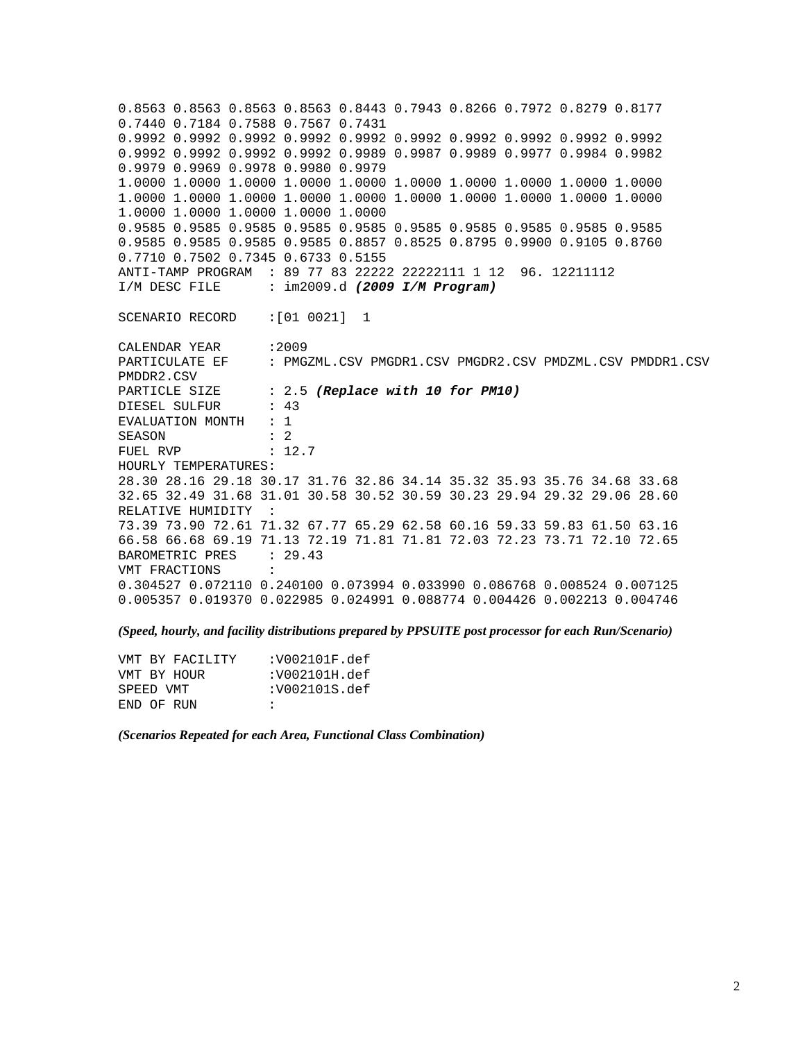```
0.8563 0.8563 0.8563 0.8563 0.8443 0.7943 0.8266 0.7972 0.8279 0.8177
0.7440 0.7184 0.7588 0.7567 0.7431
0.9992 0.9992 0.9992 0.9992 0.9992 0.9992 0.9992 0.9992 0.9992 0.9992
0.9992 0.9992 0.9992 0.9992 0.9989 0.9987 0.9989 0.9977 0.9984 0.9982
0.9979 0.9969 0.9978 0.9980 0.9979
1.0000 1.0000 1.0000 1.0000 1.0000 1.0000 1.0000 1.0000 1.0000 1.0000
1.0000 1.0000 1.0000 1.0000 1.0000 1.0000 1.0000 1.0000 1.0000 1.0000
1.0000 1.0000 1.0000 1.0000 1.0000
0.9585 0.9585 0.9585 0.9585 0.9585 0.9585 0.9585 0.9585 0.9585 0.9585
0.9585 0.9585 0.9585 0.9585 0.8857 0.8525 0.8795 0.9900 0.9105 0.8760
0.7710 0.7502 0.7345 0.6733 0.5155
ANTI-TAMP PROGRAM  : 89 77 83 22222 22222111 1 12  96. 12211112
I/M DESC FILE      : im2009.d (2009 I/M Program)

SCENARIO RECORD    :[01 0021]  1

CALENDAR YEAR      :2009
PARTICULATE EF     : PMGZML.CSV PMGDR1.CSV PMGDR2.CSV PMDZML.CSV PMDDR1.CSV
PMDDR2.CSV
PARTICLE SIZE      : 2.5 (Replace with 10 for PM10)
DIESEL SULFUR      : 43
EVALUATION MONTH   : 1
SEASON             : 2
FUEL RVP           : 12.7
HOURLY TEMPERATURES:
28.30 28.16 29.18 30.17 31.76 32.86 34.14 35.32 35.93 35.76 34.68 33.68
32.65 32.49 31.68 31.01 30.58 30.52 30.59 30.23 29.94 29.32 29.06 28.60
RELATIVE HUMIDITY  :
73.39 73.90 72.61 71.32 67.77 65.29 62.58 60.16 59.33 59.83 61.50 63.16
66.58 66.68 69.19 71.13 72.19 71.81 71.81 72.03 72.23 73.71 72.10 72.65
BAROMETRIC PRES    : 29.43
VMT FRACTIONS      :
0.304527 0.072110 0.240100 0.073994 0.033990 0.086768 0.008524 0.007125
0.005357 0.019370 0.022985 0.024991 0.088774 0.004426 0.002213 0.004746
```

***(Speed, hourly, and facility distributions prepared by PPSUITE post processor for each Run/Scenario)***

```
VMT BY FACILITY    :V002101F.def
VMT BY HOUR        :V002101H.def
SPEED VMT          :V002101S.def
END OF RUN         :
```

***(Scenarios Repeated for each Area, Functional Class Combination)***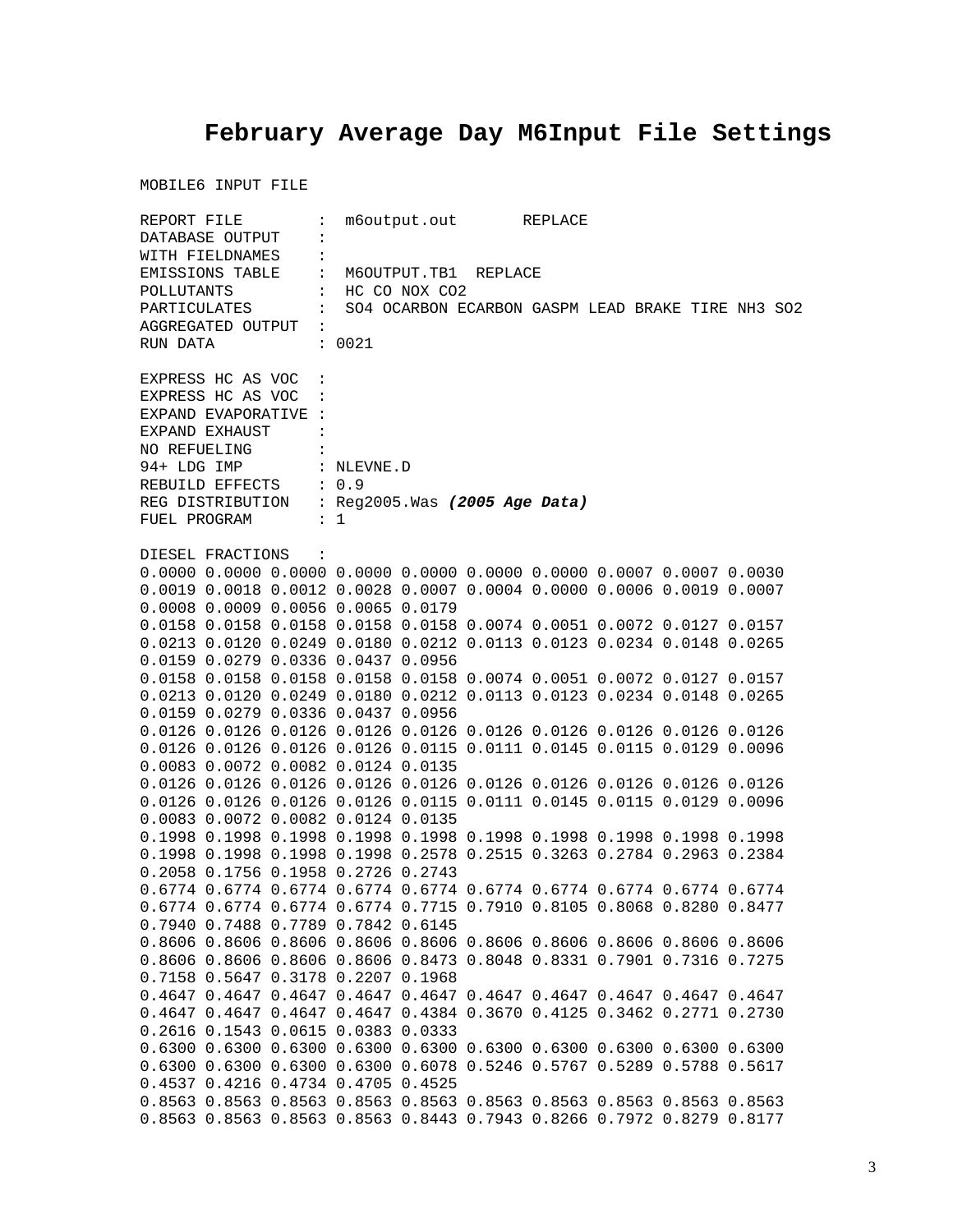# February Average Day M6Input File Settings

```
MOBILE6 INPUT FILE

REPORT FILE        :  m6output.out       REPLACE
DATABASE OUTPUT    :
WITH FIELDNAMES    :
EMISSIONS TABLE    :  M6OUTPUT.TB1  REPLACE
POLLUTANTS         :  HC CO NOX CO2
PARTICULATES       :  SO4 OCARBON ECARBON GASPM LEAD BRAKE TIRE NH3 SO2
AGGREGATED OUTPUT  :
RUN DATA           : 0021

EXPRESS HC AS VOC  :
EXPRESS HC AS VOC  :
EXPAND EVAPORATIVE :
EXPAND EXHAUST     :
NO REFUELING       :
94+ LDG IMP        : NLEVNE.D
REBUILD EFFECTS    : 0.9
REG DISTRIBUTION   : Reg2005.Was (2005 Age Data)
FUEL PROGRAM       : 1

DIESEL FRACTIONS   :
0.0000 0.0000 0.0000 0.0000 0.0000 0.0000 0.0000 0.0007 0.0007 0.0030
0.0019 0.0018 0.0012 0.0028 0.0007 0.0004 0.0000 0.0006 0.0019 0.0007
0.0008 0.0009 0.0056 0.0065 0.0179
0.0158 0.0158 0.0158 0.0158 0.0158 0.0074 0.0051 0.0072 0.0127 0.0157
0.0213 0.0120 0.0249 0.0180 0.0212 0.0113 0.0123 0.0234 0.0148 0.0265
0.0159 0.0279 0.0336 0.0437 0.0956
0.0158 0.0158 0.0158 0.0158 0.0158 0.0074 0.0051 0.0072 0.0127 0.0157
0.0213 0.0120 0.0249 0.0180 0.0212 0.0113 0.0123 0.0234 0.0148 0.0265
0.0159 0.0279 0.0336 0.0437 0.0956
0.0126 0.0126 0.0126 0.0126 0.0126 0.0126 0.0126 0.0126 0.0126 0.0126
0.0126 0.0126 0.0126 0.0126 0.0115 0.0111 0.0145 0.0115 0.0129 0.0096
0.0083 0.0072 0.0082 0.0124 0.0135
0.0126 0.0126 0.0126 0.0126 0.0126 0.0126 0.0126 0.0126 0.0126 0.0126
0.0126 0.0126 0.0126 0.0126 0.0115 0.0111 0.0145 0.0115 0.0129 0.0096
0.0083 0.0072 0.0082 0.0124 0.0135
0.1998 0.1998 0.1998 0.1998 0.1998 0.1998 0.1998 0.1998 0.1998 0.1998
0.1998 0.1998 0.1998 0.1998 0.2578 0.2515 0.3263 0.2784 0.2963 0.2384
0.2058 0.1756 0.1958 0.2726 0.2743
0.6774 0.6774 0.6774 0.6774 0.6774 0.6774 0.6774 0.6774 0.6774 0.6774
0.6774 0.6774 0.6774 0.6774 0.7715 0.7910 0.8105 0.8068 0.8280 0.8477
0.7940 0.7488 0.7789 0.7842 0.6145
0.8606 0.8606 0.8606 0.8606 0.8606 0.8606 0.8606 0.8606 0.8606 0.8606
0.8606 0.8606 0.8606 0.8606 0.8473 0.8048 0.8331 0.7901 0.7316 0.7275
0.7158 0.5647 0.3178 0.2207 0.1968
0.4647 0.4647 0.4647 0.4647 0.4647 0.4647 0.4647 0.4647 0.4647 0.4647
0.4647 0.4647 0.4647 0.4647 0.4384 0.3670 0.4125 0.3462 0.2771 0.2730
0.2616 0.1543 0.0615 0.0383 0.0333
0.6300 0.6300 0.6300 0.6300 0.6300 0.6300 0.6300 0.6300 0.6300 0.6300
0.6300 0.6300 0.6300 0.6300 0.6078 0.5246 0.5767 0.5289 0.5788 0.5617
0.4537 0.4216 0.4734 0.4705 0.4525
0.8563 0.8563 0.8563 0.8563 0.8563 0.8563 0.8563 0.8563 0.8563 0.8563
0.8563 0.8563 0.8563 0.8563 0.8443 0.7943 0.8266 0.7972 0.8279 0.8177
```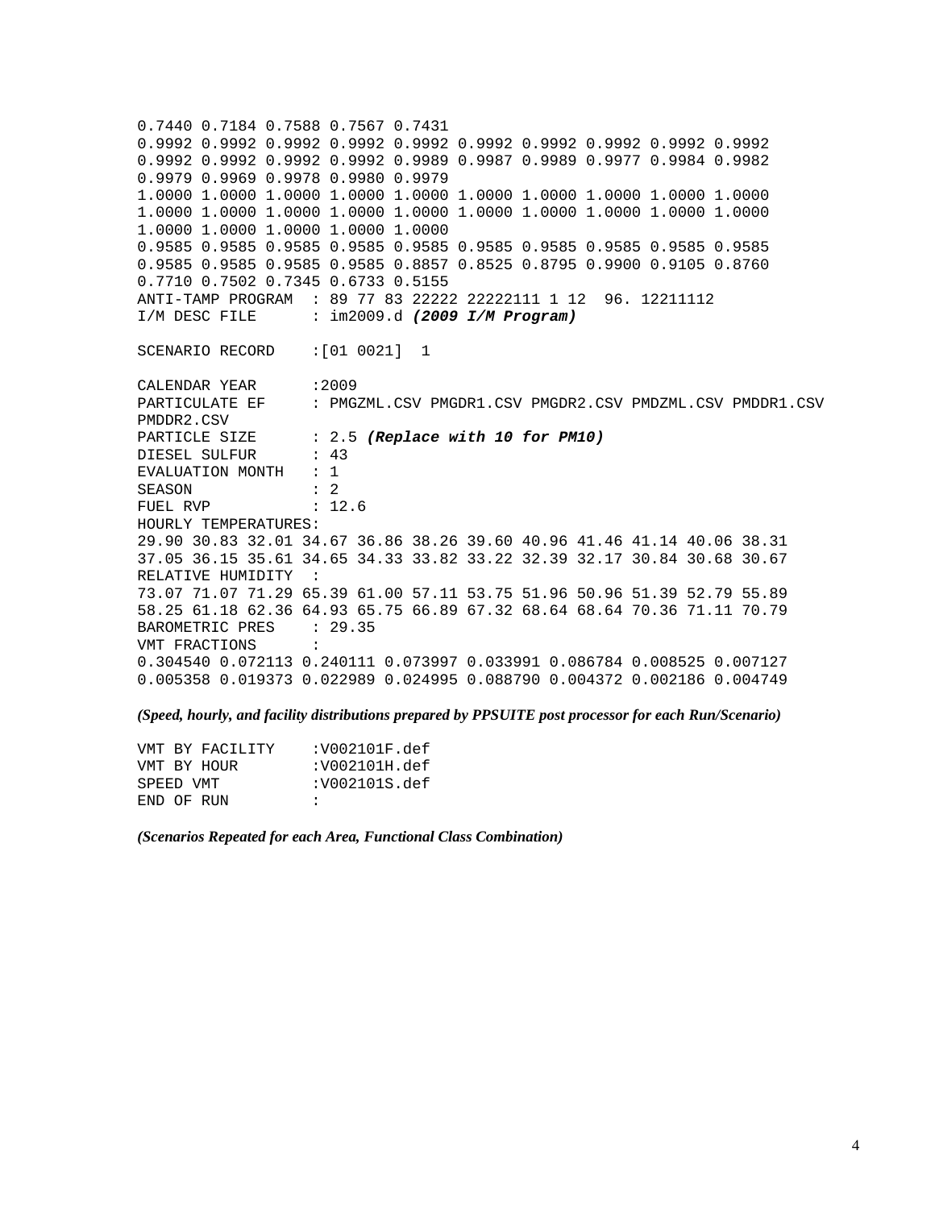```
0.7440 0.7184 0.7588 0.7567 0.7431
0.9992 0.9992 0.9992 0.9992 0.9992 0.9992 0.9992 0.9992 0.9992 0.9992
0.9992 0.9992 0.9992 0.9992 0.9989 0.9987 0.9989 0.9977 0.9984 0.9982
0.9979 0.9969 0.9978 0.9980 0.9979
1.0000 1.0000 1.0000 1.0000 1.0000 1.0000 1.0000 1.0000 1.0000 1.0000
1.0000 1.0000 1.0000 1.0000 1.0000 1.0000 1.0000 1.0000 1.0000 1.0000
1.0000 1.0000 1.0000 1.0000 1.0000
0.9585 0.9585 0.9585 0.9585 0.9585 0.9585 0.9585 0.9585 0.9585 0.9585
0.9585 0.9585 0.9585 0.9585 0.8857 0.8525 0.8795 0.9900 0.9105 0.8760
0.7710 0.7502 0.7345 0.6733 0.5155
ANTI-TAMP PROGRAM  : 89 77 83 22222 22222111 1 12  96. 12211112
I/M DESC FILE      : im2009.d (2009 I/M Program)

SCENARIO RECORD    :[01 0021]  1

CALENDAR YEAR      :2009
PARTICULATE EF     : PMGZML.CSV PMGDR1.CSV PMGDR2.CSV PMDZML.CSV PMDDR1.CSV
PMDDR2.CSV
PARTICLE SIZE      : 2.5 (Replace with 10 for PM10)
DIESEL SULFUR      : 43
EVALUATION MONTH   : 1
SEASON             : 2
FUEL RVP           : 12.6
HOURLY TEMPERATURES:
29.90 30.83 32.01 34.67 36.86 38.26 39.60 40.96 41.46 41.14 40.06 38.31
37.05 36.15 35.61 34.65 34.33 33.82 33.22 32.39 32.17 30.84 30.68 30.67
RELATIVE HUMIDITY  :
73.07 71.07 71.29 65.39 61.00 57.11 53.75 51.96 50.96 51.39 52.79 55.89
58.25 61.18 62.36 64.93 65.75 66.89 67.32 68.64 68.64 70.36 71.11 70.79
BAROMETRIC PRES    : 29.35
VMT FRACTIONS      :
0.304540 0.072113 0.240111 0.073997 0.033991 0.086784 0.008525 0.007127
0.005358 0.019373 0.022989 0.024995 0.088790 0.004372 0.002186 0.004749
```

***(Speed, hourly, and facility distributions prepared by PPSUITE post processor for each Run/Scenario)***

```
VMT BY FACILITY    :V002101F.def
VMT BY HOUR        :V002101H.def
SPEED VMT          :V002101S.def
END OF RUN         :
```

***(Scenarios Repeated for each Area, Functional Class Combination)***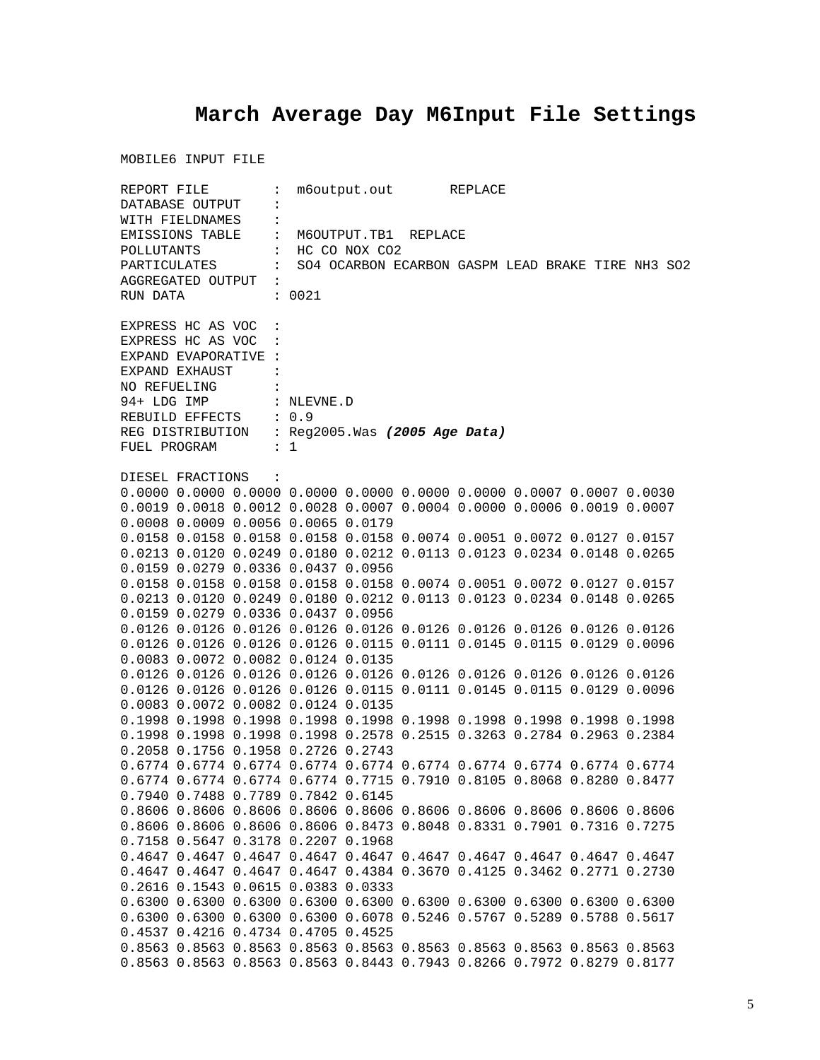# March Average Day M6Input File Settings

```
MOBILE6 INPUT FILE

REPORT FILE        :  m6output.out       REPLACE
DATABASE OUTPUT    :
WITH FIELDNAMES    :
EMISSIONS TABLE    :  M6OUTPUT.TB1  REPLACE
POLLUTANTS         :  HC CO NOX CO2
PARTICULATES       :  SO4 OCARBON ECARBON GASPM LEAD BRAKE TIRE NH3 SO2
AGGREGATED OUTPUT  :
RUN DATA           : 0021

EXPRESS HC AS VOC  :
EXPRESS HC AS VOC  :
EXPAND EVAPORATIVE :
EXPAND EXHAUST     :
NO REFUELING       :
94+ LDG IMP        : NLEVNE.D
REBUILD EFFECTS    : 0.9
REG DISTRIBUTION   : Reg2005.Was (2005 Age Data)
FUEL PROGRAM       : 1

DIESEL FRACTIONS   :
0.0000 0.0000 0.0000 0.0000 0.0000 0.0000 0.0000 0.0007 0.0007 0.0030
0.0019 0.0018 0.0012 0.0028 0.0007 0.0004 0.0000 0.0006 0.0019 0.0007
0.0008 0.0009 0.0056 0.0065 0.0179
0.0158 0.0158 0.0158 0.0158 0.0158 0.0074 0.0051 0.0072 0.0127 0.0157
0.0213 0.0120 0.0249 0.0180 0.0212 0.0113 0.0123 0.0234 0.0148 0.0265
0.0159 0.0279 0.0336 0.0437 0.0956
0.0158 0.0158 0.0158 0.0158 0.0158 0.0074 0.0051 0.0072 0.0127 0.0157
0.0213 0.0120 0.0249 0.0180 0.0212 0.0113 0.0123 0.0234 0.0148 0.0265
0.0159 0.0279 0.0336 0.0437 0.0956
0.0126 0.0126 0.0126 0.0126 0.0126 0.0126 0.0126 0.0126 0.0126 0.0126
0.0126 0.0126 0.0126 0.0126 0.0115 0.0111 0.0145 0.0115 0.0129 0.0096
0.0083 0.0072 0.0082 0.0124 0.0135
0.0126 0.0126 0.0126 0.0126 0.0126 0.0126 0.0126 0.0126 0.0126 0.0126
0.0126 0.0126 0.0126 0.0126 0.0115 0.0111 0.0145 0.0115 0.0129 0.0096
0.0083 0.0072 0.0082 0.0124 0.0135
0.1998 0.1998 0.1998 0.1998 0.1998 0.1998 0.1998 0.1998 0.1998 0.1998
0.1998 0.1998 0.1998 0.1998 0.2578 0.2515 0.3263 0.2784 0.2963 0.2384
0.2058 0.1756 0.1958 0.2726 0.2743
0.6774 0.6774 0.6774 0.6774 0.6774 0.6774 0.6774 0.6774 0.6774 0.6774
0.6774 0.6774 0.6774 0.6774 0.7715 0.7910 0.8105 0.8068 0.8280 0.8477
0.7940 0.7488 0.7789 0.7842 0.6145
0.8606 0.8606 0.8606 0.8606 0.8606 0.8606 0.8606 0.8606 0.8606 0.8606
0.8606 0.8606 0.8606 0.8606 0.8473 0.8048 0.8331 0.7901 0.7316 0.7275
0.7158 0.5647 0.3178 0.2207 0.1968
0.4647 0.4647 0.4647 0.4647 0.4647 0.4647 0.4647 0.4647 0.4647 0.4647
0.4647 0.4647 0.4647 0.4647 0.4384 0.3670 0.4125 0.3462 0.2771 0.2730
0.2616 0.1543 0.0615 0.0383 0.0333
0.6300 0.6300 0.6300 0.6300 0.6300 0.6300 0.6300 0.6300 0.6300 0.6300
0.6300 0.6300 0.6300 0.6300 0.6078 0.5246 0.5767 0.5289 0.5788 0.5617
0.4537 0.4216 0.4734 0.4705 0.4525
0.8563 0.8563 0.8563 0.8563 0.8563 0.8563 0.8563 0.8563 0.8563 0.8563
0.8563 0.8563 0.8563 0.8563 0.8443 0.7943 0.8266 0.7972 0.8279 0.8177
```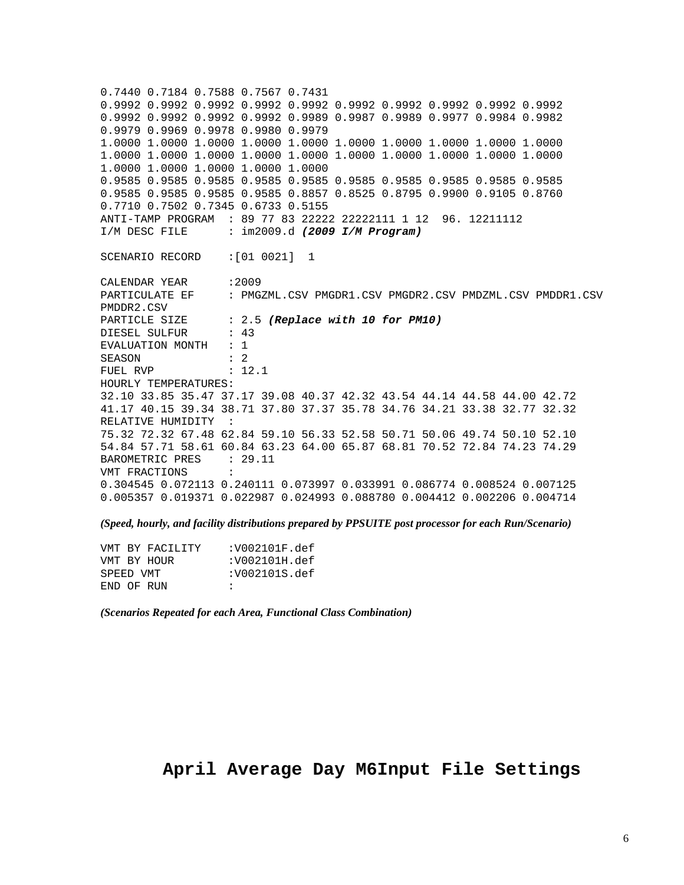```
0.7440 0.7184 0.7588 0.7567 0.7431
0.9992 0.9992 0.9992 0.9992 0.9992 0.9992 0.9992 0.9992 0.9992 0.9992
0.9992 0.9992 0.9992 0.9992 0.9989 0.9987 0.9989 0.9977 0.9984 0.9982
0.9979 0.9969 0.9978 0.9980 0.9979
1.0000 1.0000 1.0000 1.0000 1.0000 1.0000 1.0000 1.0000 1.0000 1.0000
1.0000 1.0000 1.0000 1.0000 1.0000 1.0000 1.0000 1.0000 1.0000 1.0000
1.0000 1.0000 1.0000 1.0000 1.0000
0.9585 0.9585 0.9585 0.9585 0.9585 0.9585 0.9585 0.9585 0.9585 0.9585
0.9585 0.9585 0.9585 0.9585 0.8857 0.8525 0.8795 0.9900 0.9105 0.8760
0.7710 0.7502 0.7345 0.6733 0.5155
ANTI-TAMP PROGRAM  : 89 77 83 22222 22222111 1 12  96. 12211112
I/M DESC FILE      : im2009.d (2009 I/M Program)

SCENARIO RECORD    :[01 0021]  1

CALENDAR YEAR      :2009
PARTICULATE EF     : PMGZML.CSV PMGDR1.CSV PMGDR2.CSV PMDZML.CSV PMDDR1.CSV
PMDDR2.CSV
PARTICLE SIZE      : 2.5 (Replace with 10 for PM10)
DIESEL SULFUR      : 43
EVALUATION MONTH   : 1
SEASON             : 2
FUEL RVP           : 12.1
HOURLY TEMPERATURES:
32.10 33.85 35.47 37.17 39.08 40.37 42.32 43.54 44.14 44.58 44.00 42.72
41.17 40.15 39.34 38.71 37.80 37.37 35.78 34.76 34.21 33.38 32.77 32.32
RELATIVE HUMIDITY  :
75.32 72.32 67.48 62.84 59.10 56.33 52.58 50.71 50.06 49.74 50.10 52.10
54.84 57.71 58.61 60.84 63.23 64.00 65.87 68.81 70.52 72.84 74.23 74.29
BAROMETRIC PRES    : 29.11
VMT FRACTIONS      :
0.304545 0.072113 0.240111 0.073997 0.033991 0.086774 0.008524 0.007125
0.005357 0.019371 0.022987 0.024993 0.088780 0.004412 0.002206 0.004714
```

*(Speed, hourly, and facility distributions prepared by PPSUITE post processor for each Run/Scenario)*

```
VMT BY FACILITY    :V002101F.def
VMT BY HOUR        :V002101H.def
SPEED VMT          :V002101S.def
END OF RUN         :
```

*(Scenarios Repeated for each Area, Functional Class Combination)*

## April Average Day M6Input File Settings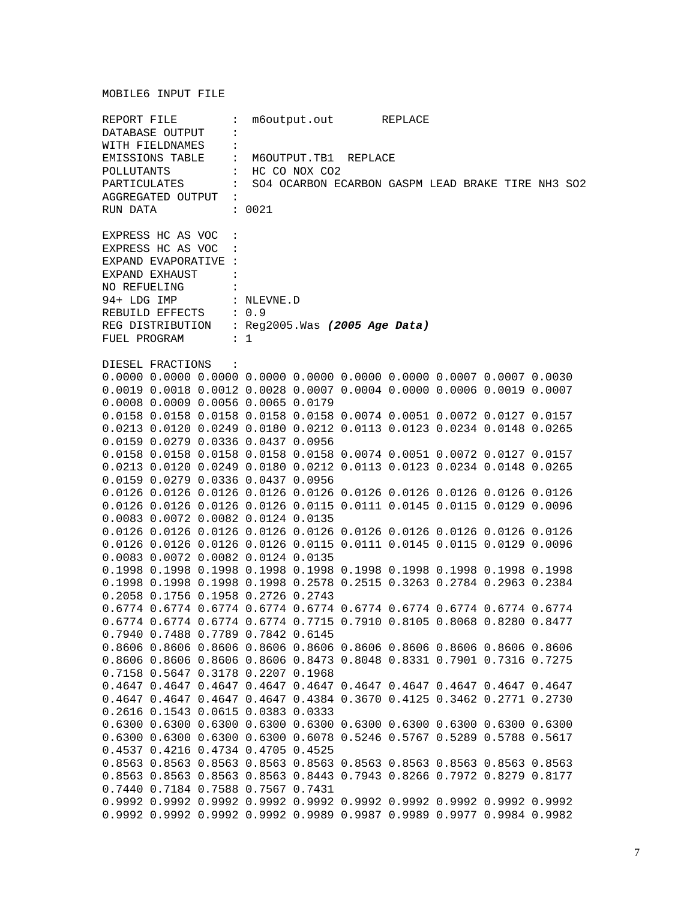MOBILE6 INPUT FILE

```
REPORT FILE         :  m6output.out       REPLACE
DATABASE OUTPUT     :
WITH FIELDNAMES     :
EMISSIONS TABLE     :  M6OUTPUT.TB1  REPLACE
POLLUTANTS          :  HC CO NOX CO2
PARTICULATES        :  SO4 OCARBON ECARBON GASPM LEAD BRAKE TIRE NH3 SO2
AGGREGATED OUTPUT   :
RUN DATA            : 0021

EXPRESS HC AS VOC   :
EXPRESS HC AS VOC   :
EXPAND EVAPORATIVE  :
EXPAND EXHAUST      :
NO REFUELING        :
94+ LDG IMP         : NLEVNE.D
REBUILD EFFECTS     : 0.9
REG DISTRIBUTION    : Reg2005.Was (2005 Age Data)
FUEL PROGRAM        : 1

DIESEL FRACTIONS    :
0.0000 0.0000 0.0000 0.0000 0.0000 0.0000 0.0000 0.0007 0.0007 0.0030
0.0019 0.0018 0.0012 0.0028 0.0007 0.0004 0.0000 0.0006 0.0019 0.0007
0.0008 0.0009 0.0056 0.0065 0.0179
0.0158 0.0158 0.0158 0.0158 0.0158 0.0074 0.0051 0.0072 0.0127 0.0157
0.0213 0.0120 0.0249 0.0180 0.0212 0.0113 0.0123 0.0234 0.0148 0.0265
0.0159 0.0279 0.0336 0.0437 0.0956
0.0158 0.0158 0.0158 0.0158 0.0158 0.0074 0.0051 0.0072 0.0127 0.0157
0.0213 0.0120 0.0249 0.0180 0.0212 0.0113 0.0123 0.0234 0.0148 0.0265
0.0159 0.0279 0.0336 0.0437 0.0956
0.0126 0.0126 0.0126 0.0126 0.0126 0.0126 0.0126 0.0126 0.0126 0.0126
0.0126 0.0126 0.0126 0.0126 0.0115 0.0111 0.0145 0.0115 0.0129 0.0096
0.0083 0.0072 0.0082 0.0124 0.0135
0.0126 0.0126 0.0126 0.0126 0.0126 0.0126 0.0126 0.0126 0.0126 0.0126
0.0126 0.0126 0.0126 0.0126 0.0115 0.0111 0.0145 0.0115 0.0129 0.0096
0.0083 0.0072 0.0082 0.0124 0.0135
0.1998 0.1998 0.1998 0.1998 0.1998 0.1998 0.1998 0.1998 0.1998 0.1998
0.1998 0.1998 0.1998 0.1998 0.2578 0.2515 0.3263 0.2784 0.2963 0.2384
0.2058 0.1756 0.1958 0.2726 0.2743
0.6774 0.6774 0.6774 0.6774 0.6774 0.6774 0.6774 0.6774 0.6774 0.6774
0.6774 0.6774 0.6774 0.6774 0.7715 0.7910 0.8105 0.8068 0.8280 0.8477
0.7940 0.7488 0.7789 0.7842 0.6145
0.8606 0.8606 0.8606 0.8606 0.8606 0.8606 0.8606 0.8606 0.8606 0.8606
0.8606 0.8606 0.8606 0.8606 0.8473 0.8048 0.8331 0.7901 0.7316 0.7275
0.7158 0.5647 0.3178 0.2207 0.1968
0.4647 0.4647 0.4647 0.4647 0.4647 0.4647 0.4647 0.4647 0.4647 0.4647
0.4647 0.4647 0.4647 0.4647 0.4384 0.3670 0.4125 0.3462 0.2771 0.2730
0.2616 0.1543 0.0615 0.0383 0.0333
0.6300 0.6300 0.6300 0.6300 0.6300 0.6300 0.6300 0.6300 0.6300 0.6300
0.6300 0.6300 0.6300 0.6300 0.6078 0.5246 0.5767 0.5289 0.5788 0.5617
0.4537 0.4216 0.4734 0.4705 0.4525
0.8563 0.8563 0.8563 0.8563 0.8563 0.8563 0.8563 0.8563 0.8563 0.8563
0.8563 0.8563 0.8563 0.8563 0.8443 0.7943 0.8266 0.7972 0.8279 0.8177
0.7440 0.7184 0.7588 0.7567 0.7431
0.9992 0.9992 0.9992 0.9992 0.9992 0.9992 0.9992 0.9992 0.9992 0.9992
0.9992 0.9992 0.9992 0.9992 0.9989 0.9987 0.9989 0.9977 0.9984 0.9982
```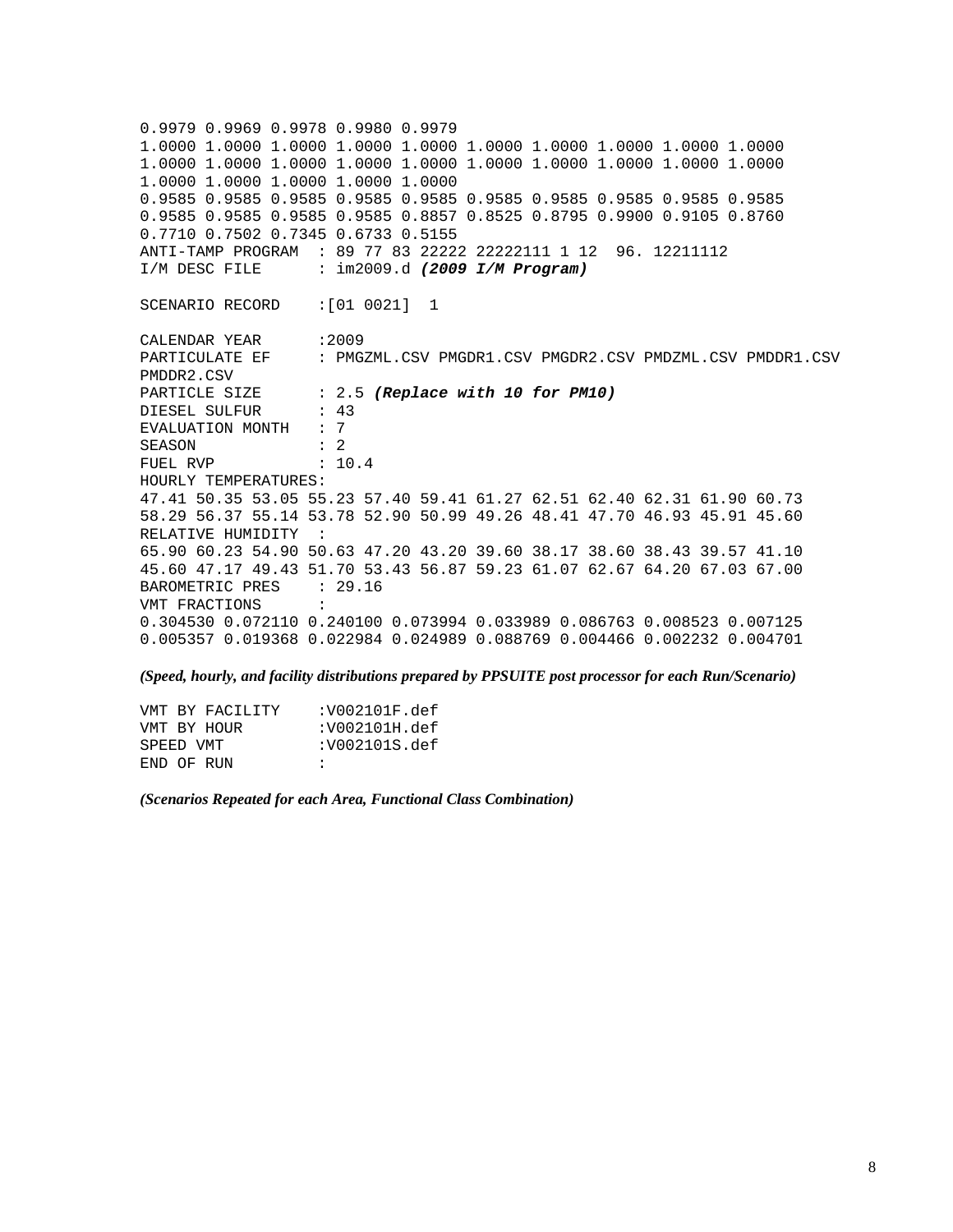```
0.9979 0.9969 0.9978 0.9980 0.9979
1.0000 1.0000 1.0000 1.0000 1.0000 1.0000 1.0000 1.0000 1.0000 1.0000
1.0000 1.0000 1.0000 1.0000 1.0000 1.0000 1.0000 1.0000 1.0000 1.0000
1.0000 1.0000 1.0000 1.0000 1.0000
0.9585 0.9585 0.9585 0.9585 0.9585 0.9585 0.9585 0.9585 0.9585 0.9585
0.9585 0.9585 0.9585 0.9585 0.8857 0.8525 0.8795 0.9900 0.9105 0.8760
0.7710 0.7502 0.7345 0.6733 0.5155
ANTI-TAMP PROGRAM  : 89 77 83 22222 22222111 1 12  96. 12211112
I/M DESC FILE      : im2009.d (2009 I/M Program)

SCENARIO RECORD    :[01 0021]  1

CALENDAR YEAR      :2009
PARTICULATE EF     : PMGZML.CSV PMGDR1.CSV PMGDR2.CSV PMDZML.CSV PMDDR1.CSV
PMDDR2.CSV
PARTICLE SIZE      : 2.5 (Replace with 10 for PM10)
DIESEL SULFUR      : 43
EVALUATION MONTH   : 7
SEASON             : 2
FUEL RVP           : 10.4
HOURLY TEMPERATURES:
47.41 50.35 53.05 55.23 57.40 59.41 61.27 62.51 62.40 62.31 61.90 60.73
58.29 56.37 55.14 53.78 52.90 50.99 49.26 48.41 47.70 46.93 45.91 45.60
RELATIVE HUMIDITY  :
65.90 60.23 54.90 50.63 47.20 43.20 39.60 38.17 38.60 38.43 39.57 41.10
45.60 47.17 49.43 51.70 53.43 56.87 59.23 61.07 62.67 64.20 67.03 67.00
BAROMETRIC PRES    : 29.16
VMT FRACTIONS      :
0.304530 0.072110 0.240100 0.073994 0.033989 0.086763 0.008523 0.007125
0.005357 0.019368 0.022984 0.024989 0.088769 0.004466 0.002232 0.004701
```

***(Speed, hourly, and facility distributions prepared by PPSUITE post processor for each Run/Scenario)***

```
VMT BY FACILITY    :V002101F.def
VMT BY HOUR        :V002101H.def
SPEED VMT          :V002101S.def
END OF RUN         :
```

***(Scenarios Repeated for each Area, Functional Class Combination)***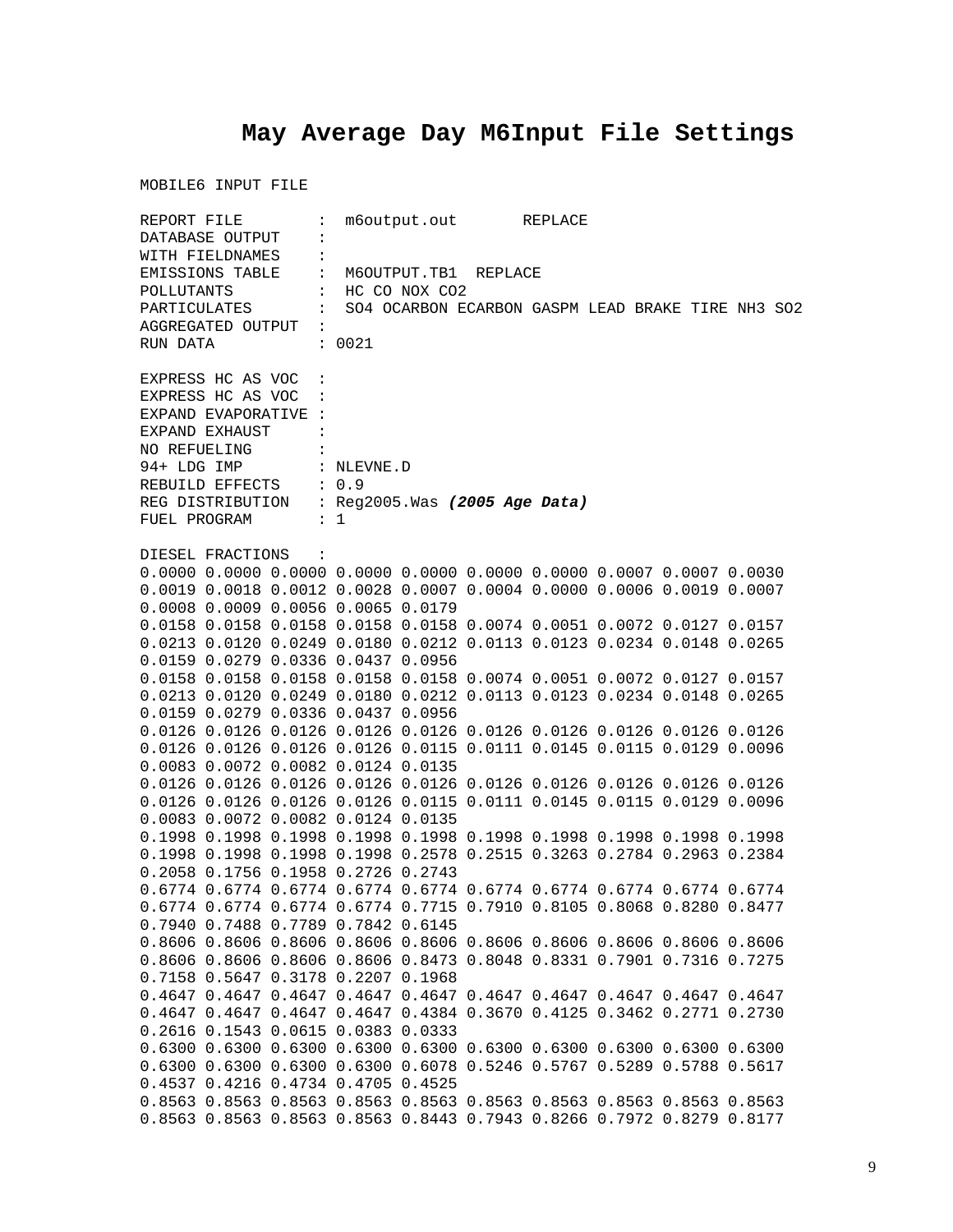# May Average Day M6Input File Settings

```
MOBILE6 INPUT FILE

REPORT FILE        :  m6output.out       REPLACE
DATABASE OUTPUT    :
WITH FIELDNAMES    :
EMISSIONS TABLE    :  M6OUTPUT.TB1  REPLACE
POLLUTANTS         :  HC CO NOX CO2
PARTICULATES       :  SO4 OCARBON ECARBON GASPM LEAD BRAKE TIRE NH3 SO2
AGGREGATED OUTPUT  :
RUN DATA           : 0021

EXPRESS HC AS VOC  :
EXPRESS HC AS VOC  :
EXPAND EVAPORATIVE :
EXPAND EXHAUST     :
NO REFUELING       :
94+ LDG IMP        : NLEVNE.D
REBUILD EFFECTS    : 0.9
REG DISTRIBUTION   : Reg2005.Was (2005 Age Data)
FUEL PROGRAM       : 1

DIESEL FRACTIONS   :
0.0000 0.0000 0.0000 0.0000 0.0000 0.0000 0.0000 0.0007 0.0007 0.0030
0.0019 0.0018 0.0012 0.0028 0.0007 0.0004 0.0000 0.0006 0.0019 0.0007
0.0008 0.0009 0.0056 0.0065 0.0179
0.0158 0.0158 0.0158 0.0158 0.0158 0.0074 0.0051 0.0072 0.0127 0.0157
0.0213 0.0120 0.0249 0.0180 0.0212 0.0113 0.0123 0.0234 0.0148 0.0265
0.0159 0.0279 0.0336 0.0437 0.0956
0.0158 0.0158 0.0158 0.0158 0.0158 0.0074 0.0051 0.0072 0.0127 0.0157
0.0213 0.0120 0.0249 0.0180 0.0212 0.0113 0.0123 0.0234 0.0148 0.0265
0.0159 0.0279 0.0336 0.0437 0.0956
0.0126 0.0126 0.0126 0.0126 0.0126 0.0126 0.0126 0.0126 0.0126 0.0126
0.0126 0.0126 0.0126 0.0126 0.0115 0.0111 0.0145 0.0115 0.0129 0.0096
0.0083 0.0072 0.0082 0.0124 0.0135
0.0126 0.0126 0.0126 0.0126 0.0126 0.0126 0.0126 0.0126 0.0126 0.0126
0.0126 0.0126 0.0126 0.0126 0.0115 0.0111 0.0145 0.0115 0.0129 0.0096
0.0083 0.0072 0.0082 0.0124 0.0135
0.1998 0.1998 0.1998 0.1998 0.1998 0.1998 0.1998 0.1998 0.1998 0.1998
0.1998 0.1998 0.1998 0.1998 0.2578 0.2515 0.3263 0.2784 0.2963 0.2384
0.2058 0.1756 0.1958 0.2726 0.2743
0.6774 0.6774 0.6774 0.6774 0.6774 0.6774 0.6774 0.6774 0.6774 0.6774
0.6774 0.6774 0.6774 0.6774 0.7715 0.7910 0.8105 0.8068 0.8280 0.8477
0.7940 0.7488 0.7789 0.7842 0.6145
0.8606 0.8606 0.8606 0.8606 0.8606 0.8606 0.8606 0.8606 0.8606 0.8606
0.8606 0.8606 0.8606 0.8606 0.8473 0.8048 0.8331 0.7901 0.7316 0.7275
0.7158 0.5647 0.3178 0.2207 0.1968
0.4647 0.4647 0.4647 0.4647 0.4647 0.4647 0.4647 0.4647 0.4647 0.4647
0.4647 0.4647 0.4647 0.4647 0.4384 0.3670 0.4125 0.3462 0.2771 0.2730
0.2616 0.1543 0.0615 0.0383 0.0333
0.6300 0.6300 0.6300 0.6300 0.6300 0.6300 0.6300 0.6300 0.6300 0.6300
0.6300 0.6300 0.6300 0.6300 0.6078 0.5246 0.5767 0.5289 0.5788 0.5617
0.4537 0.4216 0.4734 0.4705 0.4525
0.8563 0.8563 0.8563 0.8563 0.8563 0.8563 0.8563 0.8563 0.8563 0.8563
0.8563 0.8563 0.8563 0.8563 0.8443 0.7943 0.8266 0.7972 0.8279 0.8177
```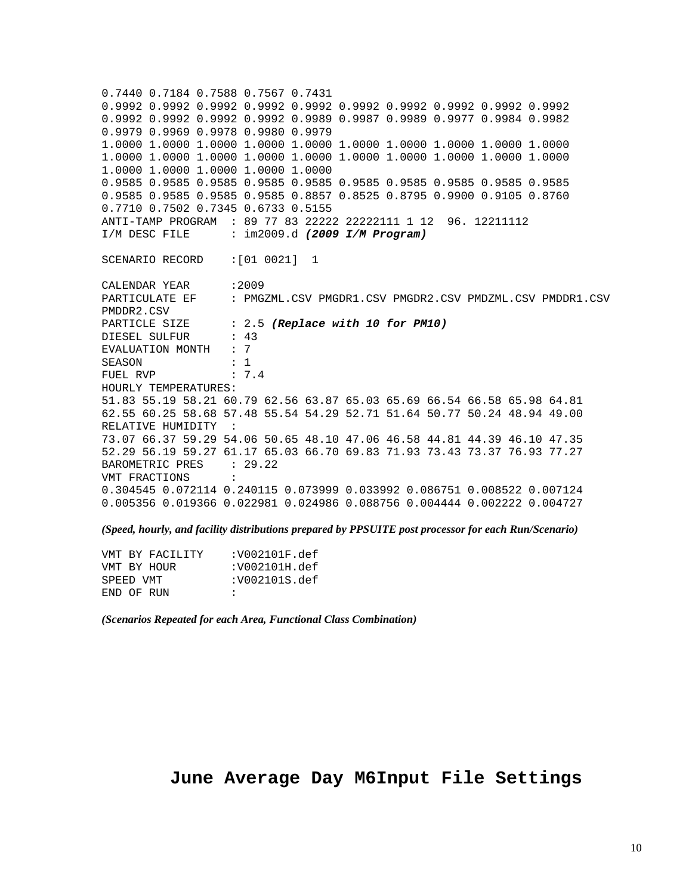```
0.7440 0.7184 0.7588 0.7567 0.7431
0.9992 0.9992 0.9992 0.9992 0.9992 0.9992 0.9992 0.9992 0.9992 0.9992
0.9992 0.9992 0.9992 0.9992 0.9989 0.9987 0.9989 0.9977 0.9984 0.9982
0.9979 0.9969 0.9978 0.9980 0.9979
1.0000 1.0000 1.0000 1.0000 1.0000 1.0000 1.0000 1.0000 1.0000 1.0000
1.0000 1.0000 1.0000 1.0000 1.0000 1.0000 1.0000 1.0000 1.0000 1.0000
1.0000 1.0000 1.0000 1.0000 1.0000
0.9585 0.9585 0.9585 0.9585 0.9585 0.9585 0.9585 0.9585 0.9585 0.9585
0.9585 0.9585 0.9585 0.9585 0.8857 0.8525 0.8795 0.9900 0.9105 0.8760
0.7710 0.7502 0.7345 0.6733 0.5155
ANTI-TAMP PROGRAM  : 89 77 83 22222 22222111 1 12  96. 12211112
I/M DESC FILE      : im2009.d (2009 I/M Program)

SCENARIO RECORD    :[01 0021]  1

CALENDAR YEAR      :2009
PARTICULATE EF     : PMGZML.CSV PMGDR1.CSV PMGDR2.CSV PMDZML.CSV PMDDR1.CSV
PMDDR2.CSV
PARTICLE SIZE      : 2.5 (Replace with 10 for PM10)
DIESEL SULFUR      : 43
EVALUATION MONTH   : 7
SEASON             : 1
FUEL RVP           : 7.4
HOURLY TEMPERATURES:
51.83 55.19 58.21 60.79 62.56 63.87 65.03 65.69 66.54 66.58 65.98 64.81
62.55 60.25 58.68 57.48 55.54 54.29 52.71 51.64 50.77 50.24 48.94 49.00
RELATIVE HUMIDITY  :
73.07 66.37 59.29 54.06 50.65 48.10 47.06 46.58 44.81 44.39 46.10 47.35
52.29 56.19 59.27 61.17 65.03 66.70 69.83 71.93 73.43 73.37 76.93 77.27
BAROMETRIC PRES    : 29.22
VMT FRACTIONS      :
0.304545 0.072114 0.240115 0.073999 0.033992 0.086751 0.008522 0.007124
0.005356 0.019366 0.022981 0.024986 0.088756 0.004444 0.002222 0.004727
```

***(Speed, hourly, and facility distributions prepared by PPSUITE post processor for each Run/Scenario)***

```
VMT BY FACILITY    :V002101F.def
VMT BY HOUR        :V002101H.def
SPEED VMT          :V002101S.def
END OF RUN         :
```

***(Scenarios Repeated for each Area, Functional Class Combination)***

## June Average Day M6Input File Settings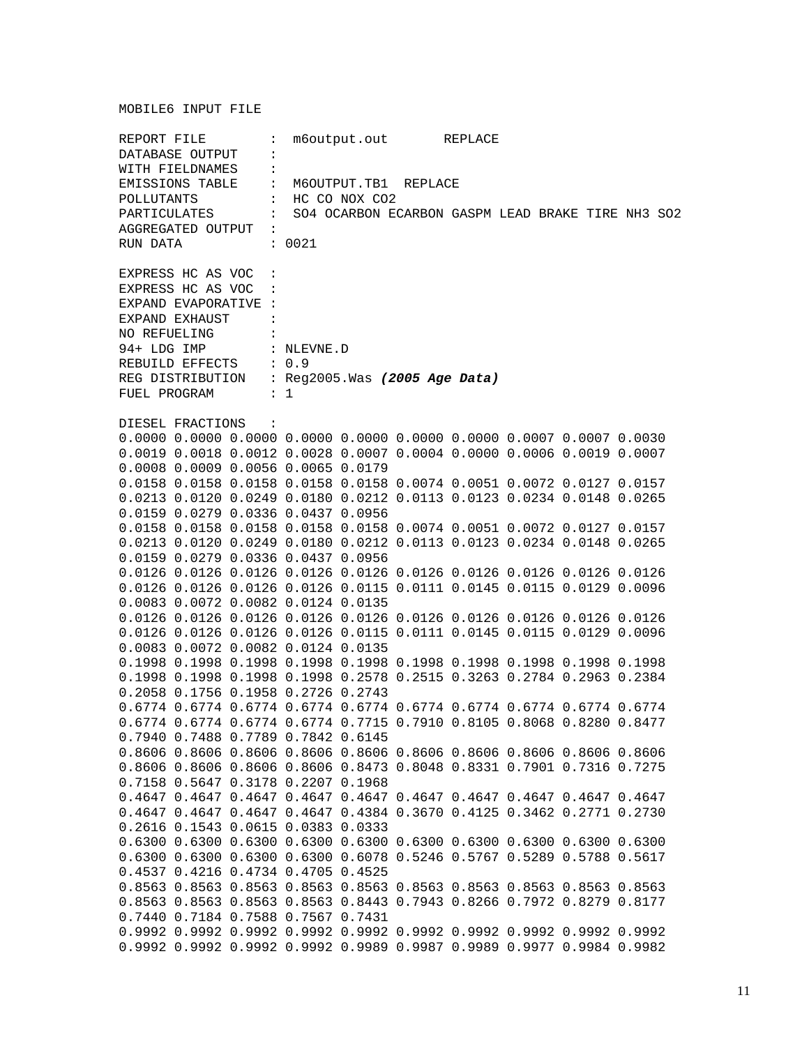MOBILE6 INPUT FILE

```
REPORT FILE        :  m6output.out       REPLACE
DATABASE OUTPUT    :
WITH FIELDNAMES    :
EMISSIONS TABLE    :  M6OUTPUT.TB1  REPLACE
POLLUTANTS         :  HC CO NOX CO2
PARTICULATES       :  SO4 OCARBON ECARBON GASPM LEAD BRAKE TIRE NH3 SO2
AGGREGATED OUTPUT  :
RUN DATA           : 0021

EXPRESS HC AS VOC  :
EXPRESS HC AS VOC  :
EXPAND EVAPORATIVE :
EXPAND EXHAUST     :
NO REFUELING       :
94+ LDG IMP        : NLEVNE.D
REBUILD EFFECTS    : 0.9
REG DISTRIBUTION   : Reg2005.Was (2005 Age Data)
FUEL PROGRAM       : 1

DIESEL FRACTIONS   :
0.0000 0.0000 0.0000 0.0000 0.0000 0.0000 0.0000 0.0007 0.0007 0.0030
0.0019 0.0018 0.0012 0.0028 0.0007 0.0004 0.0000 0.0006 0.0019 0.0007
0.0008 0.0009 0.0056 0.0065 0.0179
0.0158 0.0158 0.0158 0.0158 0.0158 0.0074 0.0051 0.0072 0.0127 0.0157
0.0213 0.0120 0.0249 0.0180 0.0212 0.0113 0.0123 0.0234 0.0148 0.0265
0.0159 0.0279 0.0336 0.0437 0.0956
0.0158 0.0158 0.0158 0.0158 0.0158 0.0074 0.0051 0.0072 0.0127 0.0157
0.0213 0.0120 0.0249 0.0180 0.0212 0.0113 0.0123 0.0234 0.0148 0.0265
0.0159 0.0279 0.0336 0.0437 0.0956
0.0126 0.0126 0.0126 0.0126 0.0126 0.0126 0.0126 0.0126 0.0126 0.0126
0.0126 0.0126 0.0126 0.0126 0.0115 0.0111 0.0145 0.0115 0.0129 0.0096
0.0083 0.0072 0.0082 0.0124 0.0135
0.0126 0.0126 0.0126 0.0126 0.0126 0.0126 0.0126 0.0126 0.0126 0.0126
0.0126 0.0126 0.0126 0.0126 0.0115 0.0111 0.0145 0.0115 0.0129 0.0096
0.0083 0.0072 0.0082 0.0124 0.0135
0.1998 0.1998 0.1998 0.1998 0.1998 0.1998 0.1998 0.1998 0.1998 0.1998
0.1998 0.1998 0.1998 0.1998 0.2578 0.2515 0.3263 0.2784 0.2963 0.2384
0.2058 0.1756 0.1958 0.2726 0.2743
0.6774 0.6774 0.6774 0.6774 0.6774 0.6774 0.6774 0.6774 0.6774 0.6774
0.6774 0.6774 0.6774 0.6774 0.7715 0.7910 0.8105 0.8068 0.8280 0.8477
0.7940 0.7488 0.7789 0.7842 0.6145
0.8606 0.8606 0.8606 0.8606 0.8606 0.8606 0.8606 0.8606 0.8606 0.8606
0.8606 0.8606 0.8606 0.8606 0.8473 0.8048 0.8331 0.7901 0.7316 0.7275
0.7158 0.5647 0.3178 0.2207 0.1968
0.4647 0.4647 0.4647 0.4647 0.4647 0.4647 0.4647 0.4647 0.4647 0.4647
0.4647 0.4647 0.4647 0.4647 0.4384 0.3670 0.4125 0.3462 0.2771 0.2730
0.2616 0.1543 0.0615 0.0383 0.0333
0.6300 0.6300 0.6300 0.6300 0.6300 0.6300 0.6300 0.6300 0.6300 0.6300
0.6300 0.6300 0.6300 0.6300 0.6078 0.5246 0.5767 0.5289 0.5788 0.5617
0.4537 0.4216 0.4734 0.4705 0.4525
0.8563 0.8563 0.8563 0.8563 0.8563 0.8563 0.8563 0.8563 0.8563 0.8563
0.8563 0.8563 0.8563 0.8563 0.8443 0.7943 0.8266 0.7972 0.8279 0.8177
0.7440 0.7184 0.7588 0.7567 0.7431
0.9992 0.9992 0.9992 0.9992 0.9992 0.9992 0.9992 0.9992 0.9992 0.9992
0.9992 0.9992 0.9992 0.9992 0.9989 0.9987 0.9989 0.9977 0.9984 0.9982
```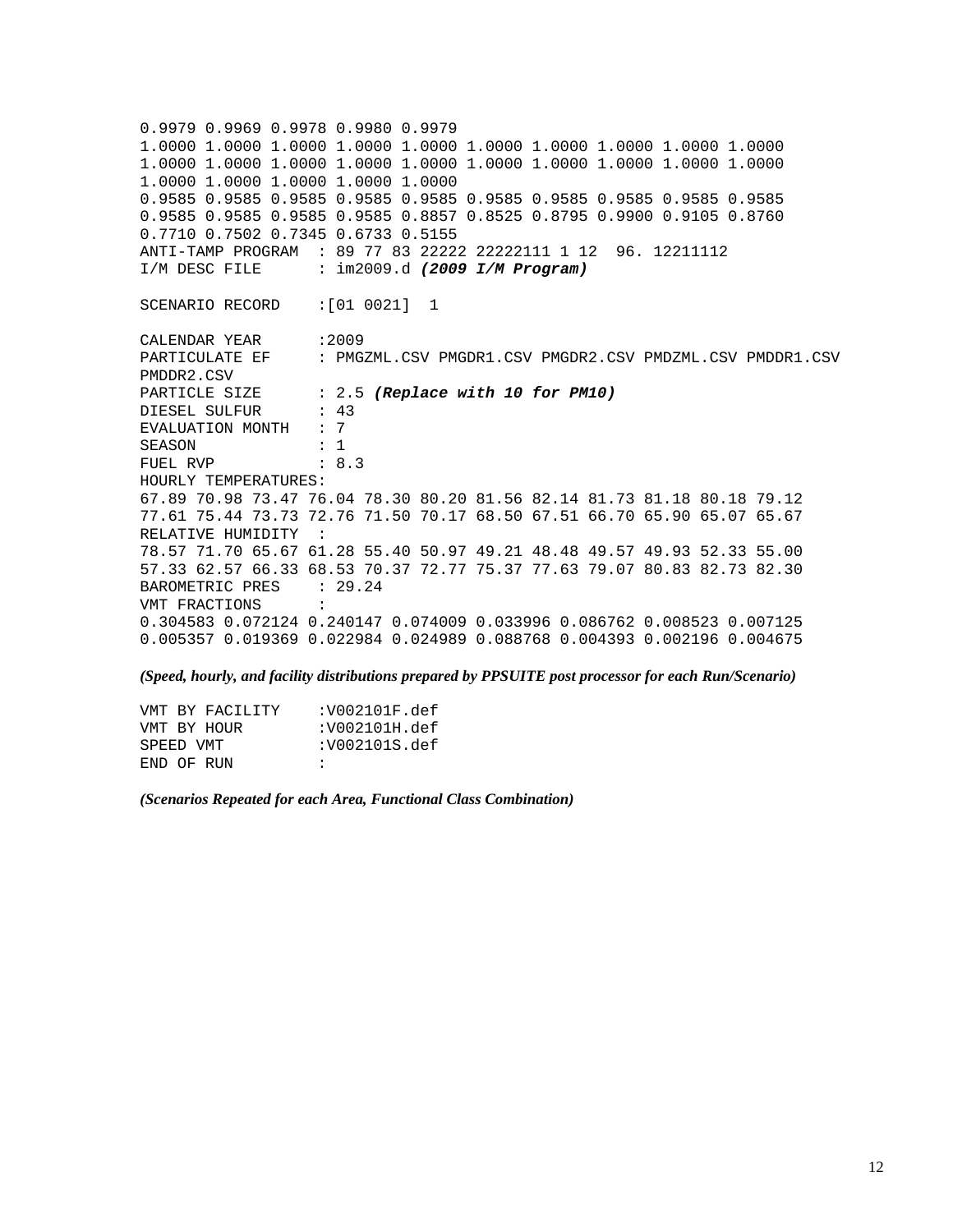```
0.9979 0.9969 0.9978 0.9980 0.9979
1.0000 1.0000 1.0000 1.0000 1.0000 1.0000 1.0000 1.0000 1.0000 1.0000
1.0000 1.0000 1.0000 1.0000 1.0000 1.0000 1.0000 1.0000 1.0000 1.0000
1.0000 1.0000 1.0000 1.0000 1.0000
0.9585 0.9585 0.9585 0.9585 0.9585 0.9585 0.9585 0.9585 0.9585 0.9585
0.9585 0.9585 0.9585 0.9585 0.8857 0.8525 0.8795 0.9900 0.9105 0.8760
0.7710 0.7502 0.7345 0.6733 0.5155
ANTI-TAMP PROGRAM  : 89 77 83 22222 22222111 1 12  96. 12211112
I/M DESC FILE      : im2009.d (2009 I/M Program)

SCENARIO RECORD    :[01 0021]  1

CALENDAR YEAR      :2009
PARTICULATE EF     : PMGZML.CSV PMGDR1.CSV PMGDR2.CSV PMDZML.CSV PMDDR1.CSV
PMDDR2.CSV
PARTICLE SIZE      : 2.5 (Replace with 10 for PM10)
DIESEL SULFUR      : 43
EVALUATION MONTH   : 7
SEASON             : 1
FUEL RVP           : 8.3
HOURLY TEMPERATURES:
67.89 70.98 73.47 76.04 78.30 80.20 81.56 82.14 81.73 81.18 80.18 79.12
77.61 75.44 73.73 72.76 71.50 70.17 68.50 67.51 66.70 65.90 65.07 65.67
RELATIVE HUMIDITY  :
78.57 71.70 65.67 61.28 55.40 50.97 49.21 48.48 49.57 49.93 52.33 55.00
57.33 62.57 66.33 68.53 70.37 72.77 75.37 77.63 79.07 80.83 82.73 82.30
BAROMETRIC PRES    : 29.24
VMT FRACTIONS      :
0.304583 0.072124 0.240147 0.074009 0.033996 0.086762 0.008523 0.007125
0.005357 0.019369 0.022984 0.024989 0.088768 0.004393 0.002196 0.004675
```

***(Speed, hourly, and facility distributions prepared by PPSUITE post processor for each Run/Scenario)***

```
VMT BY FACILITY    :V002101F.def
VMT BY HOUR        :V002101H.def
SPEED VMT          :V002101S.def
END OF RUN         :
```

***(Scenarios Repeated for each Area, Functional Class Combination)***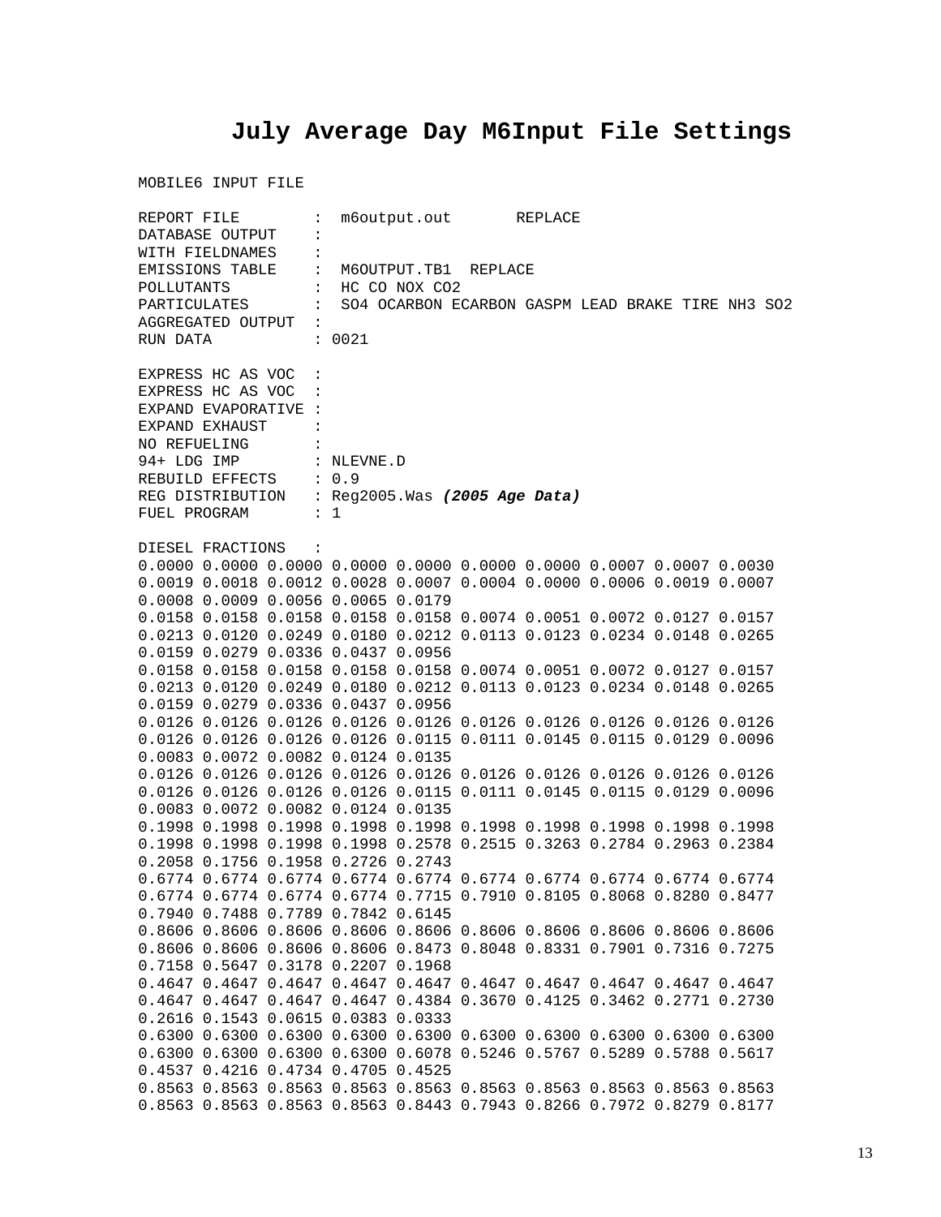# July Average Day M6Input File Settings

```
MOBILE6 INPUT FILE

REPORT FILE        :  m6output.out       REPLACE
DATABASE OUTPUT    :
WITH FIELDNAMES    :
EMISSIONS TABLE    :  M6OUTPUT.TB1  REPLACE
POLLUTANTS         :  HC CO NOX CO2
PARTICULATES       :  SO4 OCARBON ECARBON GASPM LEAD BRAKE TIRE NH3 SO2
AGGREGATED OUTPUT  :
RUN DATA           : 0021

EXPRESS HC AS VOC  :
EXPRESS HC AS VOC  :
EXPAND EVAPORATIVE :
EXPAND EXHAUST     :
NO REFUELING       :
94+ LDG IMP        : NLEVNE.D
REBUILD EFFECTS    : 0.9
REG DISTRIBUTION   : Reg2005.Was (2005 Age Data)
FUEL PROGRAM       : 1

DIESEL FRACTIONS   :
0.0000 0.0000 0.0000 0.0000 0.0000 0.0000 0.0000 0.0007 0.0007 0.0030
0.0019 0.0018 0.0012 0.0028 0.0007 0.0004 0.0000 0.0006 0.0019 0.0007
0.0008 0.0009 0.0056 0.0065 0.0179
0.0158 0.0158 0.0158 0.0158 0.0158 0.0074 0.0051 0.0072 0.0127 0.0157
0.0213 0.0120 0.0249 0.0180 0.0212 0.0113 0.0123 0.0234 0.0148 0.0265
0.0159 0.0279 0.0336 0.0437 0.0956
0.0158 0.0158 0.0158 0.0158 0.0158 0.0074 0.0051 0.0072 0.0127 0.0157
0.0213 0.0120 0.0249 0.0180 0.0212 0.0113 0.0123 0.0234 0.0148 0.0265
0.0159 0.0279 0.0336 0.0437 0.0956
0.0126 0.0126 0.0126 0.0126 0.0126 0.0126 0.0126 0.0126 0.0126 0.0126
0.0126 0.0126 0.0126 0.0126 0.0115 0.0111 0.0145 0.0115 0.0129 0.0096
0.0083 0.0072 0.0082 0.0124 0.0135
0.0126 0.0126 0.0126 0.0126 0.0126 0.0126 0.0126 0.0126 0.0126 0.0126
0.0126 0.0126 0.0126 0.0126 0.0115 0.0111 0.0145 0.0115 0.0129 0.0096
0.0083 0.0072 0.0082 0.0124 0.0135
0.1998 0.1998 0.1998 0.1998 0.1998 0.1998 0.1998 0.1998 0.1998 0.1998
0.1998 0.1998 0.1998 0.1998 0.2578 0.2515 0.3263 0.2784 0.2963 0.2384
0.2058 0.1756 0.1958 0.2726 0.2743
0.6774 0.6774 0.6774 0.6774 0.6774 0.6774 0.6774 0.6774 0.6774 0.6774
0.6774 0.6774 0.6774 0.6774 0.7715 0.7910 0.8105 0.8068 0.8280 0.8477
0.7940 0.7488 0.7789 0.7842 0.6145
0.8606 0.8606 0.8606 0.8606 0.8606 0.8606 0.8606 0.8606 0.8606 0.8606
0.8606 0.8606 0.8606 0.8606 0.8473 0.8048 0.8331 0.7901 0.7316 0.7275
0.7158 0.5647 0.3178 0.2207 0.1968
0.4647 0.4647 0.4647 0.4647 0.4647 0.4647 0.4647 0.4647 0.4647 0.4647
0.4647 0.4647 0.4647 0.4647 0.4384 0.3670 0.4125 0.3462 0.2771 0.2730
0.2616 0.1543 0.0615 0.0383 0.0333
0.6300 0.6300 0.6300 0.6300 0.6300 0.6300 0.6300 0.6300 0.6300 0.6300
0.6300 0.6300 0.6300 0.6300 0.6078 0.5246 0.5767 0.5289 0.5788 0.5617
0.4537 0.4216 0.4734 0.4705 0.4525
0.8563 0.8563 0.8563 0.8563 0.8563 0.8563 0.8563 0.8563 0.8563 0.8563
0.8563 0.8563 0.8563 0.8563 0.8443 0.7943 0.8266 0.7972 0.8279 0.8177
```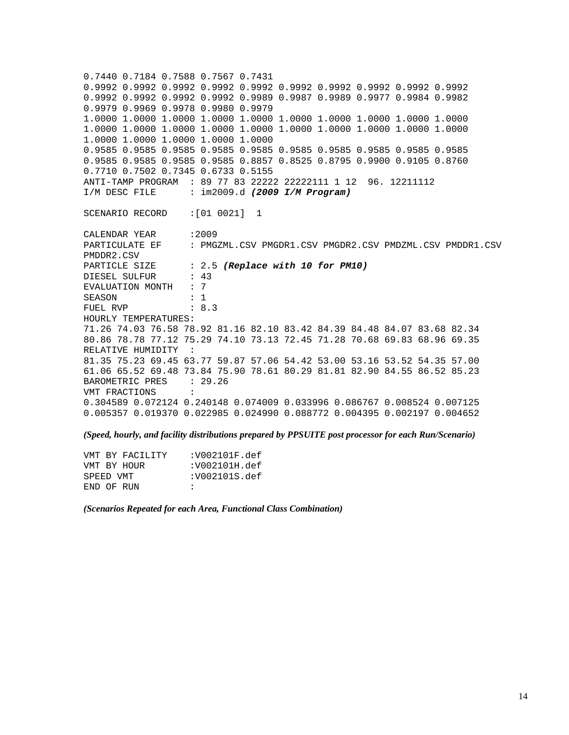```
0.7440 0.7184 0.7588 0.7567 0.7431
0.9992 0.9992 0.9992 0.9992 0.9992 0.9992 0.9992 0.9992 0.9992 0.9992
0.9992 0.9992 0.9992 0.9992 0.9989 0.9987 0.9989 0.9977 0.9984 0.9982
0.9979 0.9969 0.9978 0.9980 0.9979
1.0000 1.0000 1.0000 1.0000 1.0000 1.0000 1.0000 1.0000 1.0000 1.0000
1.0000 1.0000 1.0000 1.0000 1.0000 1.0000 1.0000 1.0000 1.0000 1.0000
1.0000 1.0000 1.0000 1.0000 1.0000
0.9585 0.9585 0.9585 0.9585 0.9585 0.9585 0.9585 0.9585 0.9585 0.9585
0.9585 0.9585 0.9585 0.9585 0.8857 0.8525 0.8795 0.9900 0.9105 0.8760
0.7710 0.7502 0.7345 0.6733 0.5155
ANTI-TAMP PROGRAM  : 89 77 83 22222 22222111 1 12  96. 12211112
I/M DESC FILE      : im2009.d (2009 I/M Program)

SCENARIO RECORD    :[01 0021]  1

CALENDAR YEAR      :2009
PARTICULATE EF     : PMGZML.CSV PMGDR1.CSV PMGDR2.CSV PMDZML.CSV PMDDR1.CSV
PMDDR2.CSV
PARTICLE SIZE      : 2.5 (Replace with 10 for PM10)
DIESEL SULFUR      : 43
EVALUATION MONTH   : 7
SEASON             : 1
FUEL RVP           : 8.3
HOURLY TEMPERATURES:
71.26 74.03 76.58 78.92 81.16 82.10 83.42 84.39 84.48 84.07 83.68 82.34
80.86 78.78 77.12 75.29 74.10 73.13 72.45 71.28 70.68 69.83 68.96 69.35
RELATIVE HUMIDITY  :
81.35 75.23 69.45 63.77 59.87 57.06 54.42 53.00 53.16 53.52 54.35 57.00
61.06 65.52 69.48 73.84 75.90 78.61 80.29 81.81 82.90 84.55 86.52 85.23
BAROMETRIC PRES    : 29.26
VMT FRACTIONS      :
0.304589 0.072124 0.240148 0.074009 0.033996 0.086767 0.008524 0.007125
0.005357 0.019370 0.022985 0.024990 0.088772 0.004395 0.002197 0.004652
```

*(Speed, hourly, and facility distributions prepared by PPSUITE post processor for each Run/Scenario)*

```
VMT BY FACILITY    :V002101F.def
VMT BY HOUR        :V002101H.def
SPEED VMT          :V002101S.def
END OF RUN         :
```

*(Scenarios Repeated for each Area, Functional Class Combination)*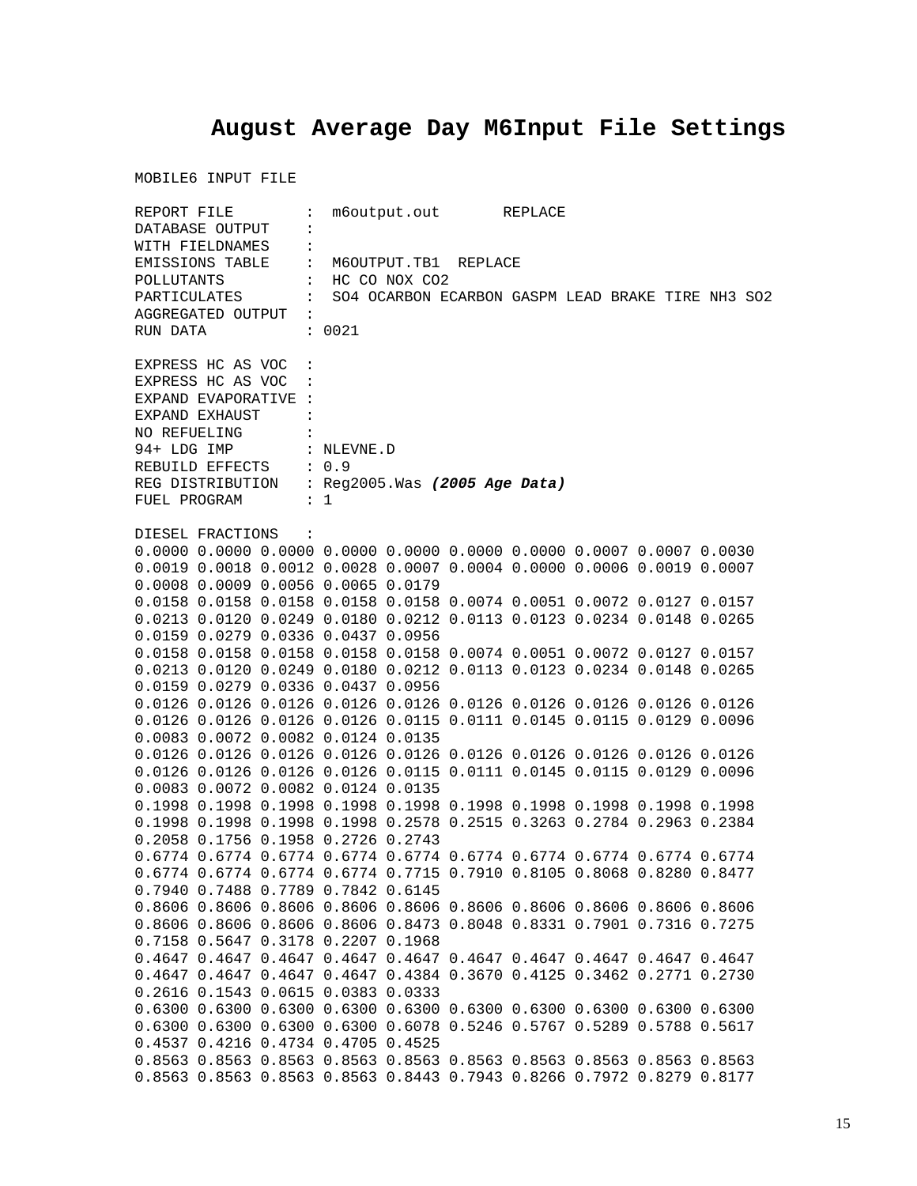# August Average Day M6Input File Settings

```
MOBILE6 INPUT FILE

REPORT FILE        :  m6output.out       REPLACE
DATABASE OUTPUT    :
WITH FIELDNAMES    :
EMISSIONS TABLE    :  M6OUTPUT.TB1  REPLACE
POLLUTANTS         :  HC CO NOX CO2
PARTICULATES       :  SO4 OCARBON ECARBON GASPM LEAD BRAKE TIRE NH3 SO2
AGGREGATED OUTPUT  :
RUN DATA           : 0021

EXPRESS HC AS VOC  :
EXPRESS HC AS VOC  :
EXPAND EVAPORATIVE :
EXPAND EXHAUST     :
NO REFUELING       :
94+ LDG IMP        : NLEVNE.D
REBUILD EFFECTS    : 0.9
REG DISTRIBUTION   : Reg2005.Was (2005 Age Data)
FUEL PROGRAM       : 1

DIESEL FRACTIONS   :
0.0000 0.0000 0.0000 0.0000 0.0000 0.0000 0.0000 0.0007 0.0007 0.0030
0.0019 0.0018 0.0012 0.0028 0.0007 0.0004 0.0000 0.0006 0.0019 0.0007
0.0008 0.0009 0.0056 0.0065 0.0179
0.0158 0.0158 0.0158 0.0158 0.0158 0.0074 0.0051 0.0072 0.0127 0.0157
0.0213 0.0120 0.0249 0.0180 0.0212 0.0113 0.0123 0.0234 0.0148 0.0265
0.0159 0.0279 0.0336 0.0437 0.0956
0.0158 0.0158 0.0158 0.0158 0.0158 0.0074 0.0051 0.0072 0.0127 0.0157
0.0213 0.0120 0.0249 0.0180 0.0212 0.0113 0.0123 0.0234 0.0148 0.0265
0.0159 0.0279 0.0336 0.0437 0.0956
0.0126 0.0126 0.0126 0.0126 0.0126 0.0126 0.0126 0.0126 0.0126 0.0126
0.0126 0.0126 0.0126 0.0126 0.0115 0.0111 0.0145 0.0115 0.0129 0.0096
0.0083 0.0072 0.0082 0.0124 0.0135
0.0126 0.0126 0.0126 0.0126 0.0126 0.0126 0.0126 0.0126 0.0126 0.0126
0.0126 0.0126 0.0126 0.0126 0.0115 0.0111 0.0145 0.0115 0.0129 0.0096
0.0083 0.0072 0.0082 0.0124 0.0135
0.1998 0.1998 0.1998 0.1998 0.1998 0.1998 0.1998 0.1998 0.1998 0.1998
0.1998 0.1998 0.1998 0.1998 0.2578 0.2515 0.3263 0.2784 0.2963 0.2384
0.2058 0.1756 0.1958 0.2726 0.2743
0.6774 0.6774 0.6774 0.6774 0.6774 0.6774 0.6774 0.6774 0.6774 0.6774
0.6774 0.6774 0.6774 0.6774 0.7715 0.7910 0.8105 0.8068 0.8280 0.8477
0.7940 0.7488 0.7789 0.7842 0.6145
0.8606 0.8606 0.8606 0.8606 0.8606 0.8606 0.8606 0.8606 0.8606 0.8606
0.8606 0.8606 0.8606 0.8606 0.8473 0.8048 0.8331 0.7901 0.7316 0.7275
0.7158 0.5647 0.3178 0.2207 0.1968
0.4647 0.4647 0.4647 0.4647 0.4647 0.4647 0.4647 0.4647 0.4647 0.4647
0.4647 0.4647 0.4647 0.4647 0.4384 0.3670 0.4125 0.3462 0.2771 0.2730
0.2616 0.1543 0.0615 0.0383 0.0333
0.6300 0.6300 0.6300 0.6300 0.6300 0.6300 0.6300 0.6300 0.6300 0.6300
0.6300 0.6300 0.6300 0.6300 0.6078 0.5246 0.5767 0.5289 0.5788 0.5617
0.4537 0.4216 0.4734 0.4705 0.4525
0.8563 0.8563 0.8563 0.8563 0.8563 0.8563 0.8563 0.8563 0.8563 0.8563
0.8563 0.8563 0.8563 0.8563 0.8443 0.7943 0.8266 0.7972 0.8279 0.8177
```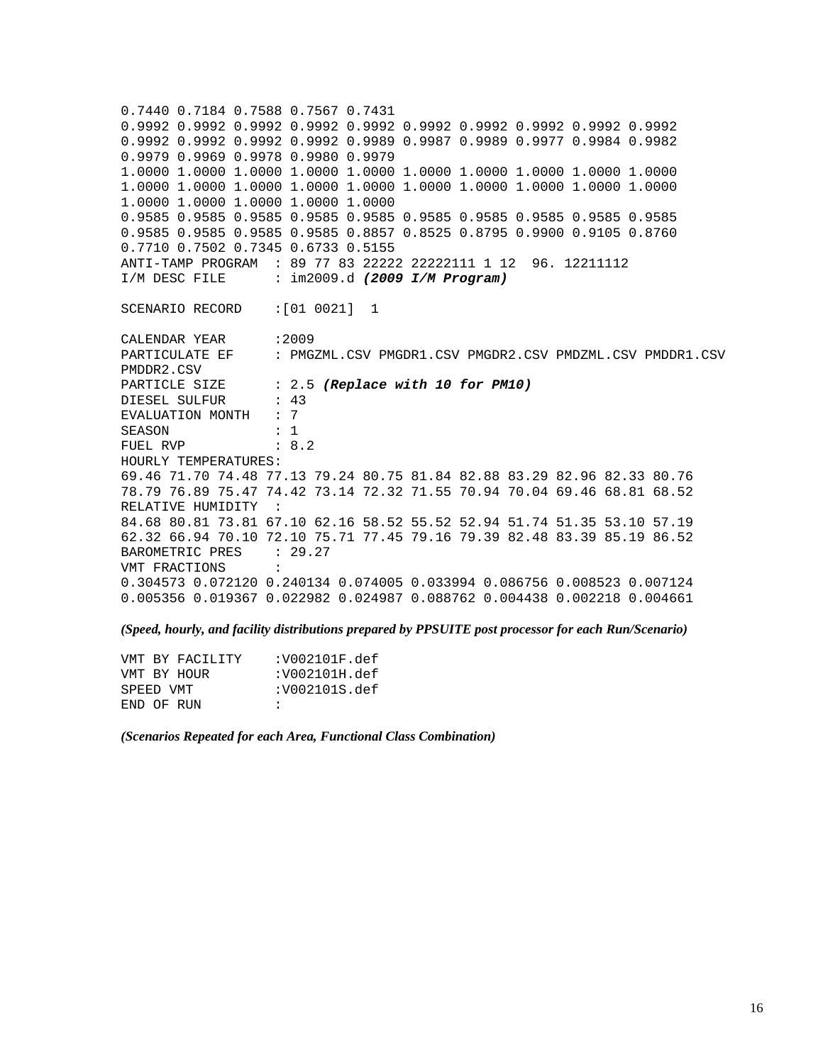```
0.7440 0.7184 0.7588 0.7567 0.7431
0.9992 0.9992 0.9992 0.9992 0.9992 0.9992 0.9992 0.9992 0.9992 0.9992
0.9992 0.9992 0.9992 0.9992 0.9989 0.9987 0.9989 0.9977 0.9984 0.9982
0.9979 0.9969 0.9978 0.9980 0.9979
1.0000 1.0000 1.0000 1.0000 1.0000 1.0000 1.0000 1.0000 1.0000 1.0000
1.0000 1.0000 1.0000 1.0000 1.0000 1.0000 1.0000 1.0000 1.0000 1.0000
1.0000 1.0000 1.0000 1.0000 1.0000
0.9585 0.9585 0.9585 0.9585 0.9585 0.9585 0.9585 0.9585 0.9585 0.9585
0.9585 0.9585 0.9585 0.9585 0.8857 0.8525 0.8795 0.9900 0.9105 0.8760
0.7710 0.7502 0.7345 0.6733 0.5155
ANTI-TAMP PROGRAM  : 89 77 83 22222 22222111 1 12  96. 12211112
I/M DESC FILE      : im2009.d (2009 I/M Program)

SCENARIO RECORD    :[01 0021]  1

CALENDAR YEAR      :2009
PARTICULATE EF     : PMGZML.CSV PMGDR1.CSV PMGDR2.CSV PMDZML.CSV PMDDR1.CSV
PMDDR2.CSV
PARTICLE SIZE      : 2.5 (Replace with 10 for PM10)
DIESEL SULFUR      : 43
EVALUATION MONTH   : 7
SEASON             : 1
FUEL RVP           : 8.2
HOURLY TEMPERATURES:
69.46 71.70 74.48 77.13 79.24 80.75 81.84 82.88 83.29 82.96 82.33 80.76
78.79 76.89 75.47 74.42 73.14 72.32 71.55 70.94 70.04 69.46 68.81 68.52
RELATIVE HUMIDITY  :
84.68 80.81 73.81 67.10 62.16 58.52 55.52 52.94 51.74 51.35 53.10 57.19
62.32 66.94 70.10 72.10 75.71 77.45 79.16 79.39 82.48 83.39 85.19 86.52
BAROMETRIC PRES    : 29.27
VMT FRACTIONS      :
0.304573 0.072120 0.240134 0.074005 0.033994 0.086756 0.008523 0.007124
0.005356 0.019367 0.022982 0.024987 0.088762 0.004438 0.002218 0.004661
```

*(Speed, hourly, and facility distributions prepared by PPSUITE post processor for each Run/Scenario)*

```
VMT BY FACILITY    :V002101F.def
VMT BY HOUR        :V002101H.def
SPEED VMT          :V002101S.def
END OF RUN         :
```

*(Scenarios Repeated for each Area, Functional Class Combination)*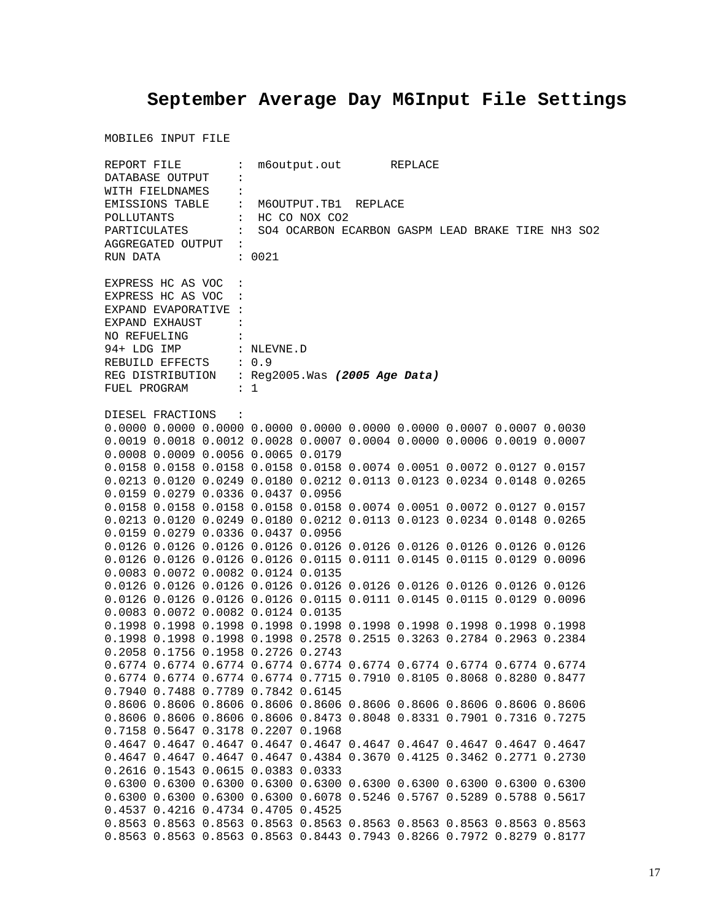# September Average Day M6Input File Settings

```
MOBILE6 INPUT FILE

REPORT FILE        :  m6output.out       REPLACE
DATABASE OUTPUT    :
WITH FIELDNAMES    :
EMISSIONS TABLE    :  M6OUTPUT.TB1  REPLACE
POLLUTANTS         :  HC CO NOX CO2
PARTICULATES       :  SO4 OCARBON ECARBON GASPM LEAD BRAKE TIRE NH3 SO2
AGGREGATED OUTPUT  :
RUN DATA           : 0021

EXPRESS HC AS VOC  :
EXPRESS HC AS VOC  :
EXPAND EVAPORATIVE :
EXPAND EXHAUST     :
NO REFUELING       :
94+ LDG IMP        : NLEVNE.D
REBUILD EFFECTS    : 0.9
REG DISTRIBUTION   : Reg2005.Was (2005 Age Data)
FUEL PROGRAM       : 1

DIESEL FRACTIONS   :
0.0000 0.0000 0.0000 0.0000 0.0000 0.0000 0.0000 0.0007 0.0007 0.0030
0.0019 0.0018 0.0012 0.0028 0.0007 0.0004 0.0000 0.0006 0.0019 0.0007
0.0008 0.0009 0.0056 0.0065 0.0179
0.0158 0.0158 0.0158 0.0158 0.0158 0.0074 0.0051 0.0072 0.0127 0.0157
0.0213 0.0120 0.0249 0.0180 0.0212 0.0113 0.0123 0.0234 0.0148 0.0265
0.0159 0.0279 0.0336 0.0437 0.0956
0.0158 0.0158 0.0158 0.0158 0.0158 0.0074 0.0051 0.0072 0.0127 0.0157
0.0213 0.0120 0.0249 0.0180 0.0212 0.0113 0.0123 0.0234 0.0148 0.0265
0.0159 0.0279 0.0336 0.0437 0.0956
0.0126 0.0126 0.0126 0.0126 0.0126 0.0126 0.0126 0.0126 0.0126 0.0126
0.0126 0.0126 0.0126 0.0126 0.0115 0.0111 0.0145 0.0115 0.0129 0.0096
0.0083 0.0072 0.0082 0.0124 0.0135
0.0126 0.0126 0.0126 0.0126 0.0126 0.0126 0.0126 0.0126 0.0126 0.0126
0.0126 0.0126 0.0126 0.0126 0.0115 0.0111 0.0145 0.0115 0.0129 0.0096
0.0083 0.0072 0.0082 0.0124 0.0135
0.1998 0.1998 0.1998 0.1998 0.1998 0.1998 0.1998 0.1998 0.1998 0.1998
0.1998 0.1998 0.1998 0.1998 0.2578 0.2515 0.3263 0.2784 0.2963 0.2384
0.2058 0.1756 0.1958 0.2726 0.2743
0.6774 0.6774 0.6774 0.6774 0.6774 0.6774 0.6774 0.6774 0.6774 0.6774
0.6774 0.6774 0.6774 0.6774 0.7715 0.7910 0.8105 0.8068 0.8280 0.8477
0.7940 0.7488 0.7789 0.7842 0.6145
0.8606 0.8606 0.8606 0.8606 0.8606 0.8606 0.8606 0.8606 0.8606 0.8606
0.8606 0.8606 0.8606 0.8606 0.8473 0.8048 0.8331 0.7901 0.7316 0.7275
0.7158 0.5647 0.3178 0.2207 0.1968
0.4647 0.4647 0.4647 0.4647 0.4647 0.4647 0.4647 0.4647 0.4647 0.4647
0.4647 0.4647 0.4647 0.4647 0.4384 0.3670 0.4125 0.3462 0.2771 0.2730
0.2616 0.1543 0.0615 0.0383 0.0333
0.6300 0.6300 0.6300 0.6300 0.6300 0.6300 0.6300 0.6300 0.6300 0.6300
0.6300 0.6300 0.6300 0.6300 0.6078 0.5246 0.5767 0.5289 0.5788 0.5617
0.4537 0.4216 0.4734 0.4705 0.4525
0.8563 0.8563 0.8563 0.8563 0.8563 0.8563 0.8563 0.8563 0.8563 0.8563
0.8563 0.8563 0.8563 0.8563 0.8443 0.7943 0.8266 0.7972 0.8279 0.8177
```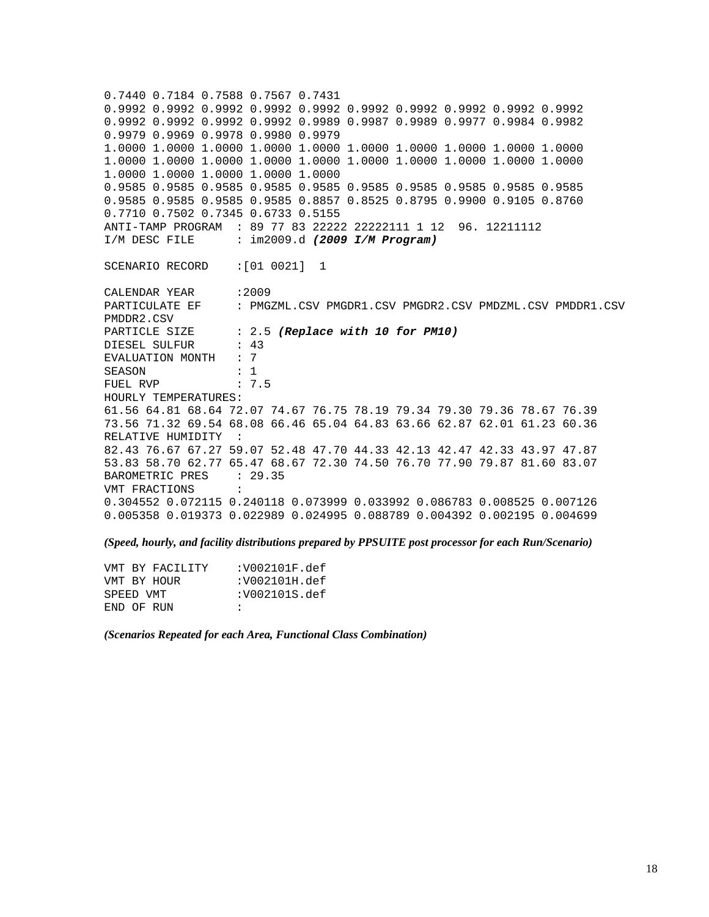```
0.7440 0.7184 0.7588 0.7567 0.7431
0.9992 0.9992 0.9992 0.9992 0.9992 0.9992 0.9992 0.9992 0.9992 0.9992
0.9992 0.9992 0.9992 0.9992 0.9989 0.9987 0.9989 0.9977 0.9984 0.9982
0.9979 0.9969 0.9978 0.9980 0.9979
1.0000 1.0000 1.0000 1.0000 1.0000 1.0000 1.0000 1.0000 1.0000 1.0000
1.0000 1.0000 1.0000 1.0000 1.0000 1.0000 1.0000 1.0000 1.0000 1.0000
1.0000 1.0000 1.0000 1.0000 1.0000
0.9585 0.9585 0.9585 0.9585 0.9585 0.9585 0.9585 0.9585 0.9585 0.9585
0.9585 0.9585 0.9585 0.9585 0.8857 0.8525 0.8795 0.9900 0.9105 0.8760
0.7710 0.7502 0.7345 0.6733 0.5155
ANTI-TAMP PROGRAM  : 89 77 83 22222 22222111 1 12  96. 12211112
I/M DESC FILE      : im2009.d (2009 I/M Program)

SCENARIO RECORD    :[01 0021]  1

CALENDAR YEAR      :2009
PARTICULATE EF     : PMGZML.CSV PMGDR1.CSV PMGDR2.CSV PMDZML.CSV PMDDR1.CSV
PMDDR2.CSV
PARTICLE SIZE      : 2.5 (Replace with 10 for PM10)
DIESEL SULFUR      : 43
EVALUATION MONTH   : 7
SEASON             : 1
FUEL RVP           : 7.5
HOURLY TEMPERATURES:
61.56 64.81 68.64 72.07 74.67 76.75 78.19 79.34 79.30 79.36 78.67 76.39
73.56 71.32 69.54 68.08 66.46 65.04 64.83 63.66 62.87 62.01 61.23 60.36
RELATIVE HUMIDITY  :
82.43 76.67 67.27 59.07 52.48 47.70 44.33 42.13 42.47 42.33 43.97 47.87
53.83 58.70 62.77 65.47 68.67 72.30 74.50 76.70 77.90 79.87 81.60 83.07
BAROMETRIC PRES    : 29.35
VMT FRACTIONS      :
0.304552 0.072115 0.240118 0.073999 0.033992 0.086783 0.008525 0.007126
0.005358 0.019373 0.022989 0.024995 0.088789 0.004392 0.002195 0.004699
```

***(Speed, hourly, and facility distributions prepared by PPSUITE post processor for each Run/Scenario)***

```
VMT BY FACILITY    :V002101F.def
VMT BY HOUR        :V002101H.def
SPEED VMT          :V002101S.def
END OF RUN         :
```

***(Scenarios Repeated for each Area, Functional Class Combination)***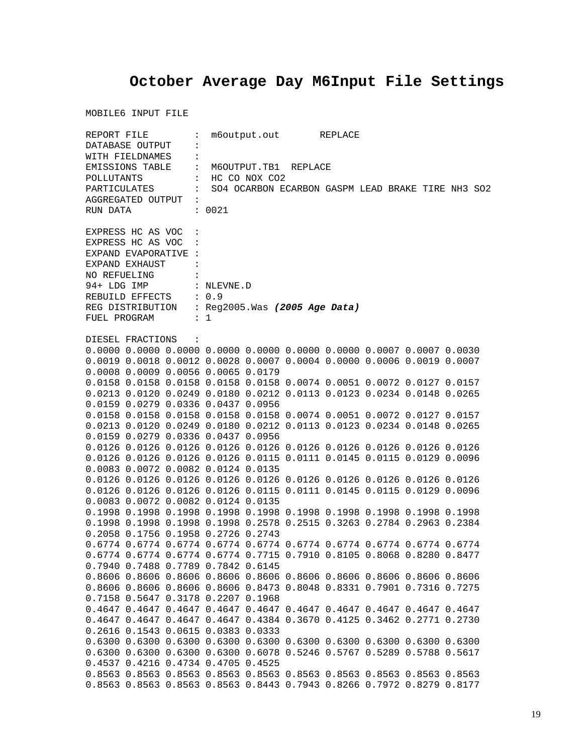# October Average Day M6Input File Settings

```
MOBILE6 INPUT FILE

REPORT FILE        :  m6output.out       REPLACE
DATABASE OUTPUT    :
WITH FIELDNAMES    :
EMISSIONS TABLE    :  M6OUTPUT.TB1  REPLACE
POLLUTANTS         :  HC CO NOX CO2
PARTICULATES       :  SO4 OCARBON ECARBON GASPM LEAD BRAKE TIRE NH3 SO2
AGGREGATED OUTPUT  :
RUN DATA           : 0021

EXPRESS HC AS VOC  :
EXPRESS HC AS VOC  :
EXPAND EVAPORATIVE :
EXPAND EXHAUST     :
NO REFUELING       :
94+ LDG IMP        : NLEVNE.D
REBUILD EFFECTS    : 0.9
REG DISTRIBUTION   : Reg2005.Was (2005 Age Data)
FUEL PROGRAM       : 1

DIESEL FRACTIONS   :
0.0000 0.0000 0.0000 0.0000 0.0000 0.0000 0.0000 0.0007 0.0007 0.0030
0.0019 0.0018 0.0012 0.0028 0.0007 0.0004 0.0000 0.0006 0.0019 0.0007
0.0008 0.0009 0.0056 0.0065 0.0179
0.0158 0.0158 0.0158 0.0158 0.0158 0.0074 0.0051 0.0072 0.0127 0.0157
0.0213 0.0120 0.0249 0.0180 0.0212 0.0113 0.0123 0.0234 0.0148 0.0265
0.0159 0.0279 0.0336 0.0437 0.0956
0.0158 0.0158 0.0158 0.0158 0.0158 0.0074 0.0051 0.0072 0.0127 0.0157
0.0213 0.0120 0.0249 0.0180 0.0212 0.0113 0.0123 0.0234 0.0148 0.0265
0.0159 0.0279 0.0336 0.0437 0.0956
0.0126 0.0126 0.0126 0.0126 0.0126 0.0126 0.0126 0.0126 0.0126 0.0126
0.0126 0.0126 0.0126 0.0126 0.0115 0.0111 0.0145 0.0115 0.0129 0.0096
0.0083 0.0072 0.0082 0.0124 0.0135
0.0126 0.0126 0.0126 0.0126 0.0126 0.0126 0.0126 0.0126 0.0126 0.0126
0.0126 0.0126 0.0126 0.0126 0.0115 0.0111 0.0145 0.0115 0.0129 0.0096
0.0083 0.0072 0.0082 0.0124 0.0135
0.1998 0.1998 0.1998 0.1998 0.1998 0.1998 0.1998 0.1998 0.1998 0.1998
0.1998 0.1998 0.1998 0.1998 0.2578 0.2515 0.3263 0.2784 0.2963 0.2384
0.2058 0.1756 0.1958 0.2726 0.2743
0.6774 0.6774 0.6774 0.6774 0.6774 0.6774 0.6774 0.6774 0.6774 0.6774
0.6774 0.6774 0.6774 0.6774 0.7715 0.7910 0.8105 0.8068 0.8280 0.8477
0.7940 0.7488 0.7789 0.7842 0.6145
0.8606 0.8606 0.8606 0.8606 0.8606 0.8606 0.8606 0.8606 0.8606 0.8606
0.8606 0.8606 0.8606 0.8606 0.8473 0.8048 0.8331 0.7901 0.7316 0.7275
0.7158 0.5647 0.3178 0.2207 0.1968
0.4647 0.4647 0.4647 0.4647 0.4647 0.4647 0.4647 0.4647 0.4647 0.4647
0.4647 0.4647 0.4647 0.4647 0.4384 0.3670 0.4125 0.3462 0.2771 0.2730
0.2616 0.1543 0.0615 0.0383 0.0333
0.6300 0.6300 0.6300 0.6300 0.6300 0.6300 0.6300 0.6300 0.6300 0.6300
0.6300 0.6300 0.6300 0.6300 0.6078 0.5246 0.5767 0.5289 0.5788 0.5617
0.4537 0.4216 0.4734 0.4705 0.4525
0.8563 0.8563 0.8563 0.8563 0.8563 0.8563 0.8563 0.8563 0.8563 0.8563
0.8563 0.8563 0.8563 0.8563 0.8443 0.7943 0.8266 0.7972 0.8279 0.8177
```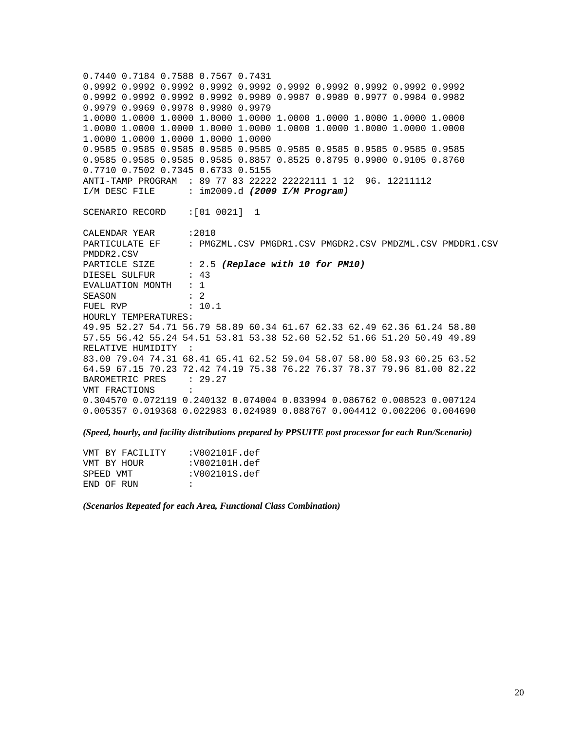```
0.7440 0.7184 0.7588 0.7567 0.7431
0.9992 0.9992 0.9992 0.9992 0.9992 0.9992 0.9992 0.9992 0.9992 0.9992
0.9992 0.9992 0.9992 0.9992 0.9989 0.9987 0.9989 0.9977 0.9984 0.9982
0.9979 0.9969 0.9978 0.9980 0.9979
1.0000 1.0000 1.0000 1.0000 1.0000 1.0000 1.0000 1.0000 1.0000 1.0000
1.0000 1.0000 1.0000 1.0000 1.0000 1.0000 1.0000 1.0000 1.0000 1.0000
1.0000 1.0000 1.0000 1.0000 1.0000
0.9585 0.9585 0.9585 0.9585 0.9585 0.9585 0.9585 0.9585 0.9585 0.9585
0.9585 0.9585 0.9585 0.9585 0.8857 0.8525 0.8795 0.9900 0.9105 0.8760
0.7710 0.7502 0.7345 0.6733 0.5155
ANTI-TAMP PROGRAM  : 89 77 83 22222 22222111 1 12  96. 12211112
I/M DESC FILE      : im2009.d (2009 I/M Program)

SCENARIO RECORD    :[01 0021]  1

CALENDAR YEAR      :2010
PARTICULATE EF     : PMGZML.CSV PMGDR1.CSV PMGDR2.CSV PMDZML.CSV PMDDR1.CSV
PMDDR2.CSV
PARTICLE SIZE      : 2.5 (Replace with 10 for PM10)
DIESEL SULFUR      : 43
EVALUATION MONTH   : 1
SEASON             : 2
FUEL RVP           : 10.1
HOURLY TEMPERATURES:
49.95 52.27 54.71 56.79 58.89 60.34 61.67 62.33 62.49 62.36 61.24 58.80
57.55 56.42 55.24 54.51 53.81 53.38 52.60 52.52 51.66 51.20 50.49 49.89
RELATIVE HUMIDITY  :
83.00 79.04 74.31 68.41 65.41 62.52 59.04 58.07 58.00 58.93 60.25 63.52
64.59 67.15 70.23 72.42 74.19 75.38 76.22 76.37 78.37 79.96 81.00 82.22
BAROMETRIC PRES    : 29.27
VMT FRACTIONS      :
0.304570 0.072119 0.240132 0.074004 0.033994 0.086762 0.008523 0.007124
0.005357 0.019368 0.022983 0.024989 0.088767 0.004412 0.002206 0.004690
```

***(Speed, hourly, and facility distributions prepared by PPSUITE post processor for each Run/Scenario)***

```
VMT BY FACILITY    :V002101F.def
VMT BY HOUR        :V002101H.def
SPEED VMT          :V002101S.def
END OF RUN         :
```

***(Scenarios Repeated for each Area, Functional Class Combination)***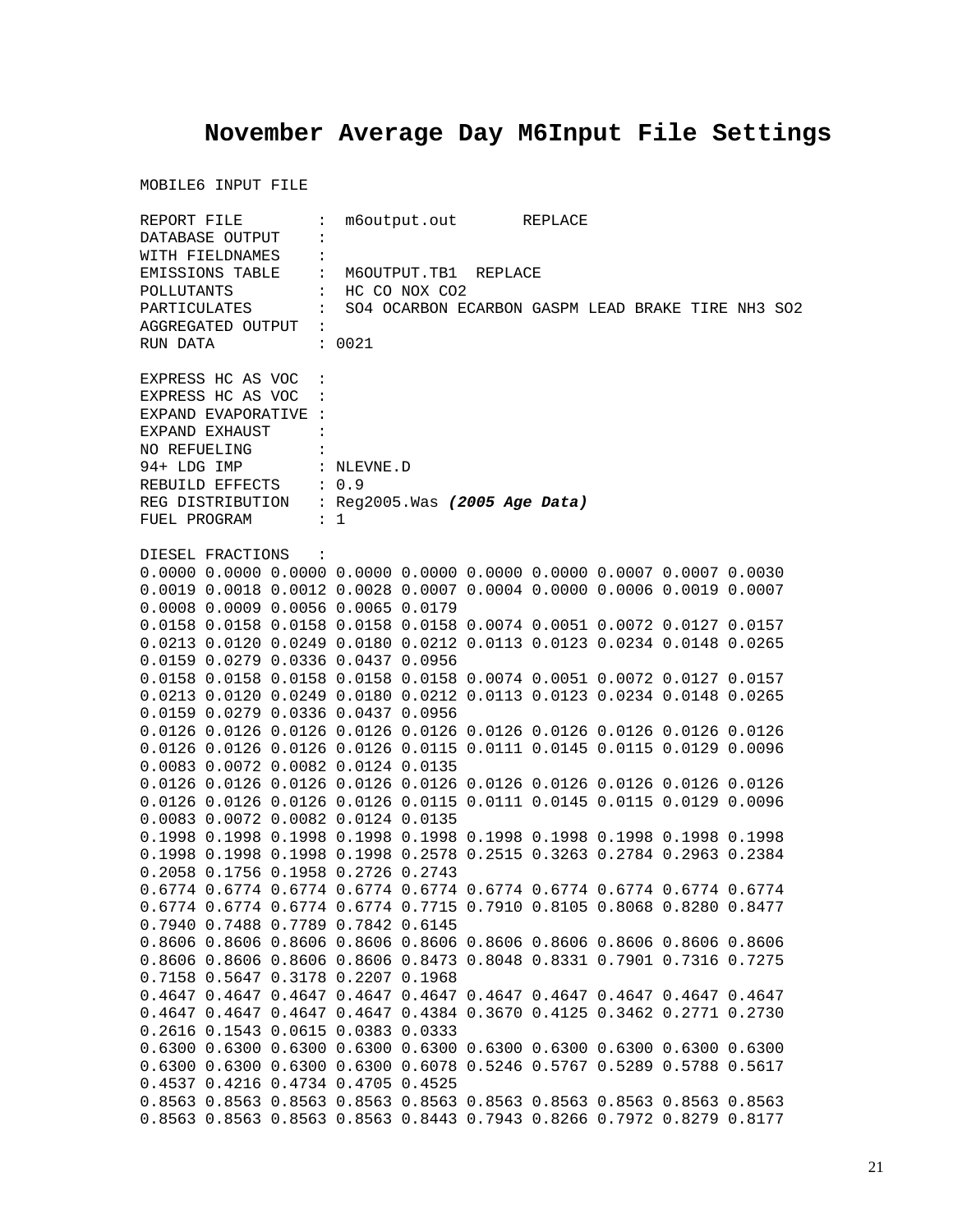# November Average Day M6Input File Settings

```
MOBILE6 INPUT FILE

REPORT FILE        :  m6output.out       REPLACE
DATABASE OUTPUT    :
WITH FIELDNAMES    :
EMISSIONS TABLE    :  M6OUTPUT.TB1  REPLACE
POLLUTANTS         :  HC CO NOX CO2
PARTICULATES       :  SO4 OCARBON ECARBON GASPM LEAD BRAKE TIRE NH3 SO2
AGGREGATED OUTPUT  :
RUN DATA           : 0021

EXPRESS HC AS VOC  :
EXPRESS HC AS VOC  :
EXPAND EVAPORATIVE :
EXPAND EXHAUST     :
NO REFUELING       :
94+ LDG IMP        : NLEVNE.D
REBUILD EFFECTS    : 0.9
REG DISTRIBUTION   : Reg2005.Was (2005 Age Data)
FUEL PROGRAM       : 1

DIESEL FRACTIONS   :
0.0000 0.0000 0.0000 0.0000 0.0000 0.0000 0.0000 0.0007 0.0007 0.0030
0.0019 0.0018 0.0012 0.0028 0.0007 0.0004 0.0000 0.0006 0.0019 0.0007
0.0008 0.0009 0.0056 0.0065 0.0179
0.0158 0.0158 0.0158 0.0158 0.0158 0.0074 0.0051 0.0072 0.0127 0.0157
0.0213 0.0120 0.0249 0.0180 0.0212 0.0113 0.0123 0.0234 0.0148 0.0265
0.0159 0.0279 0.0336 0.0437 0.0956
0.0158 0.0158 0.0158 0.0158 0.0158 0.0074 0.0051 0.0072 0.0127 0.0157
0.0213 0.0120 0.0249 0.0180 0.0212 0.0113 0.0123 0.0234 0.0148 0.0265
0.0159 0.0279 0.0336 0.0437 0.0956
0.0126 0.0126 0.0126 0.0126 0.0126 0.0126 0.0126 0.0126 0.0126 0.0126
0.0126 0.0126 0.0126 0.0126 0.0115 0.0111 0.0145 0.0115 0.0129 0.0096
0.0083 0.0072 0.0082 0.0124 0.0135
0.0126 0.0126 0.0126 0.0126 0.0126 0.0126 0.0126 0.0126 0.0126 0.0126
0.0126 0.0126 0.0126 0.0126 0.0115 0.0111 0.0145 0.0115 0.0129 0.0096
0.0083 0.0072 0.0082 0.0124 0.0135
0.1998 0.1998 0.1998 0.1998 0.1998 0.1998 0.1998 0.1998 0.1998 0.1998
0.1998 0.1998 0.1998 0.1998 0.2578 0.2515 0.3263 0.2784 0.2963 0.2384
0.2058 0.1756 0.1958 0.2726 0.2743
0.6774 0.6774 0.6774 0.6774 0.6774 0.6774 0.6774 0.6774 0.6774 0.6774
0.6774 0.6774 0.6774 0.6774 0.7715 0.7910 0.8105 0.8068 0.8280 0.8477
0.7940 0.7488 0.7789 0.7842 0.6145
0.8606 0.8606 0.8606 0.8606 0.8606 0.8606 0.8606 0.8606 0.8606 0.8606
0.8606 0.8606 0.8606 0.8606 0.8473 0.8048 0.8331 0.7901 0.7316 0.7275
0.7158 0.5647 0.3178 0.2207 0.1968
0.4647 0.4647 0.4647 0.4647 0.4647 0.4647 0.4647 0.4647 0.4647 0.4647
0.4647 0.4647 0.4647 0.4647 0.4384 0.3670 0.4125 0.3462 0.2771 0.2730
0.2616 0.1543 0.0615 0.0383 0.0333
0.6300 0.6300 0.6300 0.6300 0.6300 0.6300 0.6300 0.6300 0.6300 0.6300
0.6300 0.6300 0.6300 0.6300 0.6078 0.5246 0.5767 0.5289 0.5788 0.5617
0.4537 0.4216 0.4734 0.4705 0.4525
0.8563 0.8563 0.8563 0.8563 0.8563 0.8563 0.8563 0.8563 0.8563 0.8563
0.8563 0.8563 0.8563 0.8563 0.8443 0.7943 0.8266 0.7972 0.8279 0.8177
```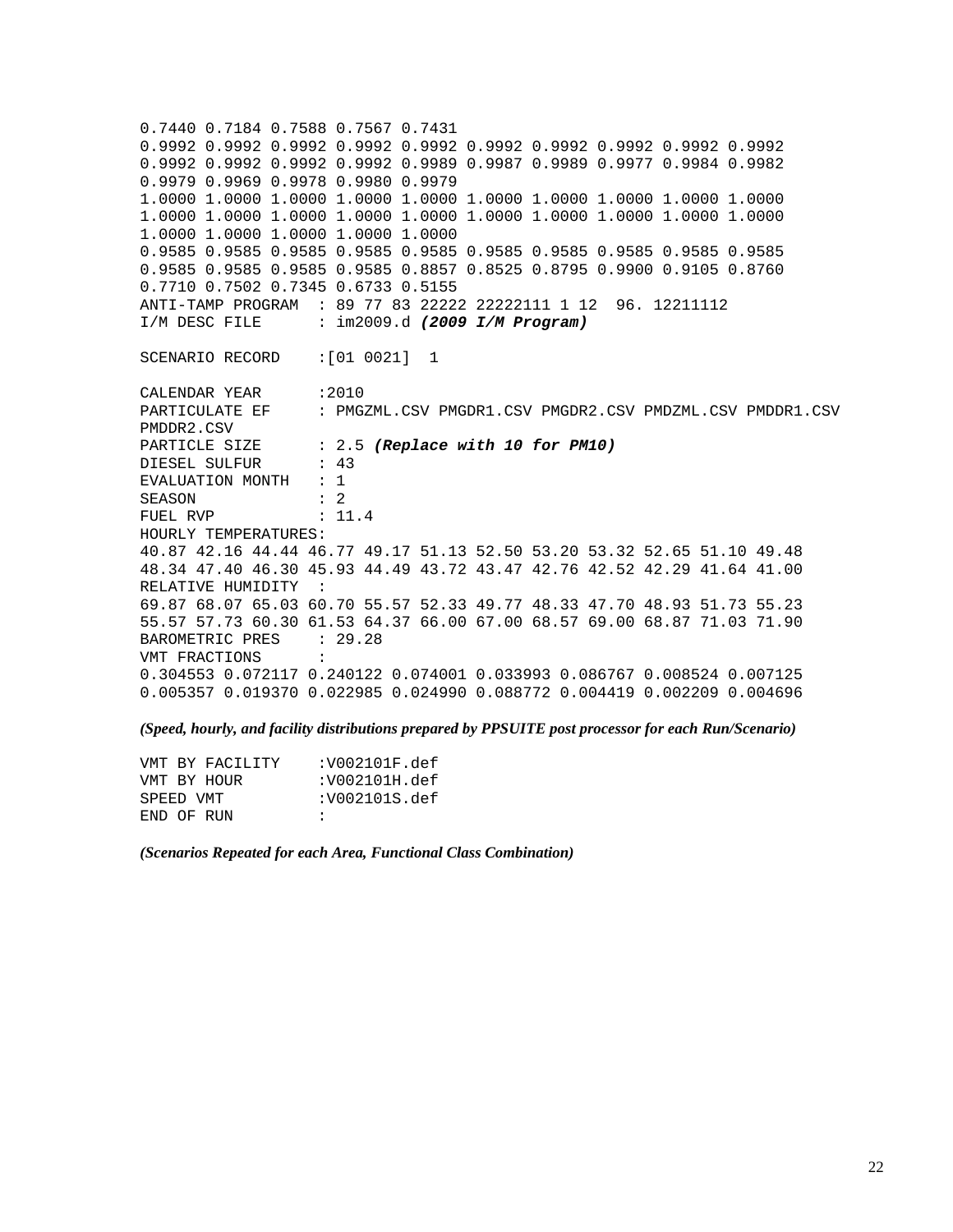```
0.7440 0.7184 0.7588 0.7567 0.7431
0.9992 0.9992 0.9992 0.9992 0.9992 0.9992 0.9992 0.9992 0.9992 0.9992
0.9992 0.9992 0.9992 0.9992 0.9989 0.9987 0.9989 0.9977 0.9984 0.9982
0.9979 0.9969 0.9978 0.9980 0.9979
1.0000 1.0000 1.0000 1.0000 1.0000 1.0000 1.0000 1.0000 1.0000 1.0000
1.0000 1.0000 1.0000 1.0000 1.0000 1.0000 1.0000 1.0000 1.0000 1.0000
1.0000 1.0000 1.0000 1.0000 1.0000
0.9585 0.9585 0.9585 0.9585 0.9585 0.9585 0.9585 0.9585 0.9585 0.9585
0.9585 0.9585 0.9585 0.9585 0.8857 0.8525 0.8795 0.9900 0.9105 0.8760
0.7710 0.7502 0.7345 0.6733 0.5155
ANTI-TAMP PROGRAM  : 89 77 83 22222 22222111 1 12  96. 12211112
I/M DESC FILE      : im2009.d (2009 I/M Program)

SCENARIO RECORD    :[01 0021]  1

CALENDAR YEAR      :2010
PARTICULATE EF     : PMGZML.CSV PMGDR1.CSV PMGDR2.CSV PMDZML.CSV PMDDR1.CSV
PMDDR2.CSV
PARTICLE SIZE      : 2.5 (Replace with 10 for PM10)
DIESEL SULFUR      : 43
EVALUATION MONTH   : 1
SEASON             : 2
FUEL RVP           : 11.4
HOURLY TEMPERATURES:
40.87 42.16 44.44 46.77 49.17 51.13 52.50 53.20 53.32 52.65 51.10 49.48
48.34 47.40 46.30 45.93 44.49 43.72 43.47 42.76 42.52 42.29 41.64 41.00
RELATIVE HUMIDITY  :
69.87 68.07 65.03 60.70 55.57 52.33 49.77 48.33 47.70 48.93 51.73 55.23
55.57 57.73 60.30 61.53 64.37 66.00 67.00 68.57 69.00 68.87 71.03 71.90
BAROMETRIC PRES    : 29.28
VMT FRACTIONS      :
0.304553 0.072117 0.240122 0.074001 0.033993 0.086767 0.008524 0.007125
0.005357 0.019370 0.022985 0.024990 0.088772 0.004419 0.002209 0.004696
```

***(Speed, hourly, and facility distributions prepared by PPSUITE post processor for each Run/Scenario)***

```
VMT BY FACILITY    :V002101F.def
VMT BY HOUR        :V002101H.def
SPEED VMT          :V002101S.def
END OF RUN         :
```

***(Scenarios Repeated for each Area, Functional Class Combination)***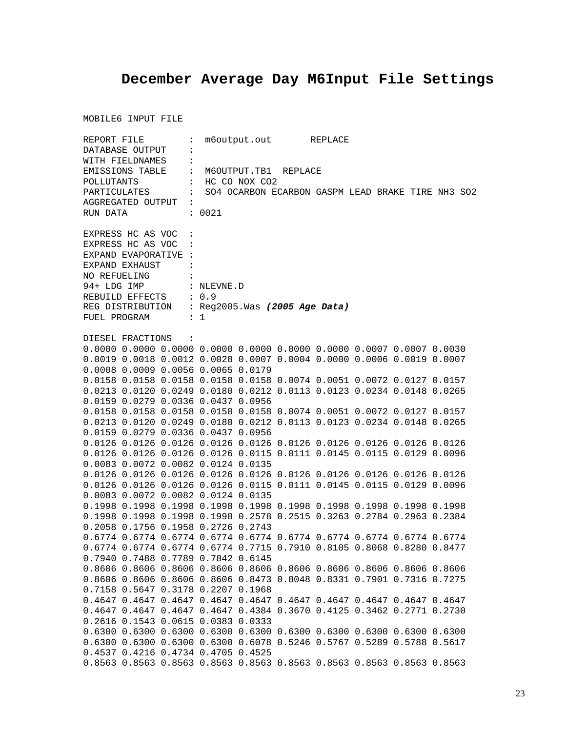# December Average Day M6Input File Settings

```
MOBILE6 INPUT FILE

REPORT FILE        :  m6output.out       REPLACE
DATABASE OUTPUT    :
WITH FIELDNAMES    :
EMISSIONS TABLE    :  M6OUTPUT.TB1  REPLACE
POLLUTANTS         :  HC CO NOX CO2
PARTICULATES       :  SO4 OCARBON ECARBON GASPM LEAD BRAKE TIRE NH3 SO2
AGGREGATED OUTPUT  :
RUN DATA           : 0021

EXPRESS HC AS VOC  :
EXPRESS HC AS VOC  :
EXPAND EVAPORATIVE :
EXPAND EXHAUST     :
NO REFUELING       :
94+ LDG IMP        : NLEVNE.D
REBUILD EFFECTS    : 0.9
REG DISTRIBUTION   : Reg2005.Was (2005 Age Data)
FUEL PROGRAM       : 1

DIESEL FRACTIONS   :
0.0000 0.0000 0.0000 0.0000 0.0000 0.0000 0.0000 0.0007 0.0007 0.0030
0.0019 0.0018 0.0012 0.0028 0.0007 0.0004 0.0000 0.0006 0.0019 0.0007
0.0008 0.0009 0.0056 0.0065 0.0179
0.0158 0.0158 0.0158 0.0158 0.0158 0.0074 0.0051 0.0072 0.0127 0.0157
0.0213 0.0120 0.0249 0.0180 0.0212 0.0113 0.0123 0.0234 0.0148 0.0265
0.0159 0.0279 0.0336 0.0437 0.0956
0.0158 0.0158 0.0158 0.0158 0.0158 0.0074 0.0051 0.0072 0.0127 0.0157
0.0213 0.0120 0.0249 0.0180 0.0212 0.0113 0.0123 0.0234 0.0148 0.0265
0.0159 0.0279 0.0336 0.0437 0.0956
0.0126 0.0126 0.0126 0.0126 0.0126 0.0126 0.0126 0.0126 0.0126 0.0126
0.0126 0.0126 0.0126 0.0126 0.0115 0.0111 0.0145 0.0115 0.0129 0.0096
0.0083 0.0072 0.0082 0.0124 0.0135
0.0126 0.0126 0.0126 0.0126 0.0126 0.0126 0.0126 0.0126 0.0126 0.0126
0.0126 0.0126 0.0126 0.0126 0.0115 0.0111 0.0145 0.0115 0.0129 0.0096
0.0083 0.0072 0.0082 0.0124 0.0135
0.1998 0.1998 0.1998 0.1998 0.1998 0.1998 0.1998 0.1998 0.1998 0.1998
0.1998 0.1998 0.1998 0.1998 0.2578 0.2515 0.3263 0.2784 0.2963 0.2384
0.2058 0.1756 0.1958 0.2726 0.2743
0.6774 0.6774 0.6774 0.6774 0.6774 0.6774 0.6774 0.6774 0.6774 0.6774
0.6774 0.6774 0.6774 0.6774 0.7715 0.7910 0.8105 0.8068 0.8280 0.8477
0.7940 0.7488 0.7789 0.7842 0.6145
0.8606 0.8606 0.8606 0.8606 0.8606 0.8606 0.8606 0.8606 0.8606 0.8606
0.8606 0.8606 0.8606 0.8606 0.8473 0.8048 0.8331 0.7901 0.7316 0.7275
0.7158 0.5647 0.3178 0.2207 0.1968
0.4647 0.4647 0.4647 0.4647 0.4647 0.4647 0.4647 0.4647 0.4647 0.4647
0.4647 0.4647 0.4647 0.4647 0.4384 0.3670 0.4125 0.3462 0.2771 0.2730
0.2616 0.1543 0.0615 0.0383 0.0333
0.6300 0.6300 0.6300 0.6300 0.6300 0.6300 0.6300 0.6300 0.6300 0.6300
0.6300 0.6300 0.6300 0.6300 0.6078 0.5246 0.5767 0.5289 0.5788 0.5617
0.4537 0.4216 0.4734 0.4705 0.4525
0.8563 0.8563 0.8563 0.8563 0.8563 0.8563 0.8563 0.8563 0.8563 0.8563
```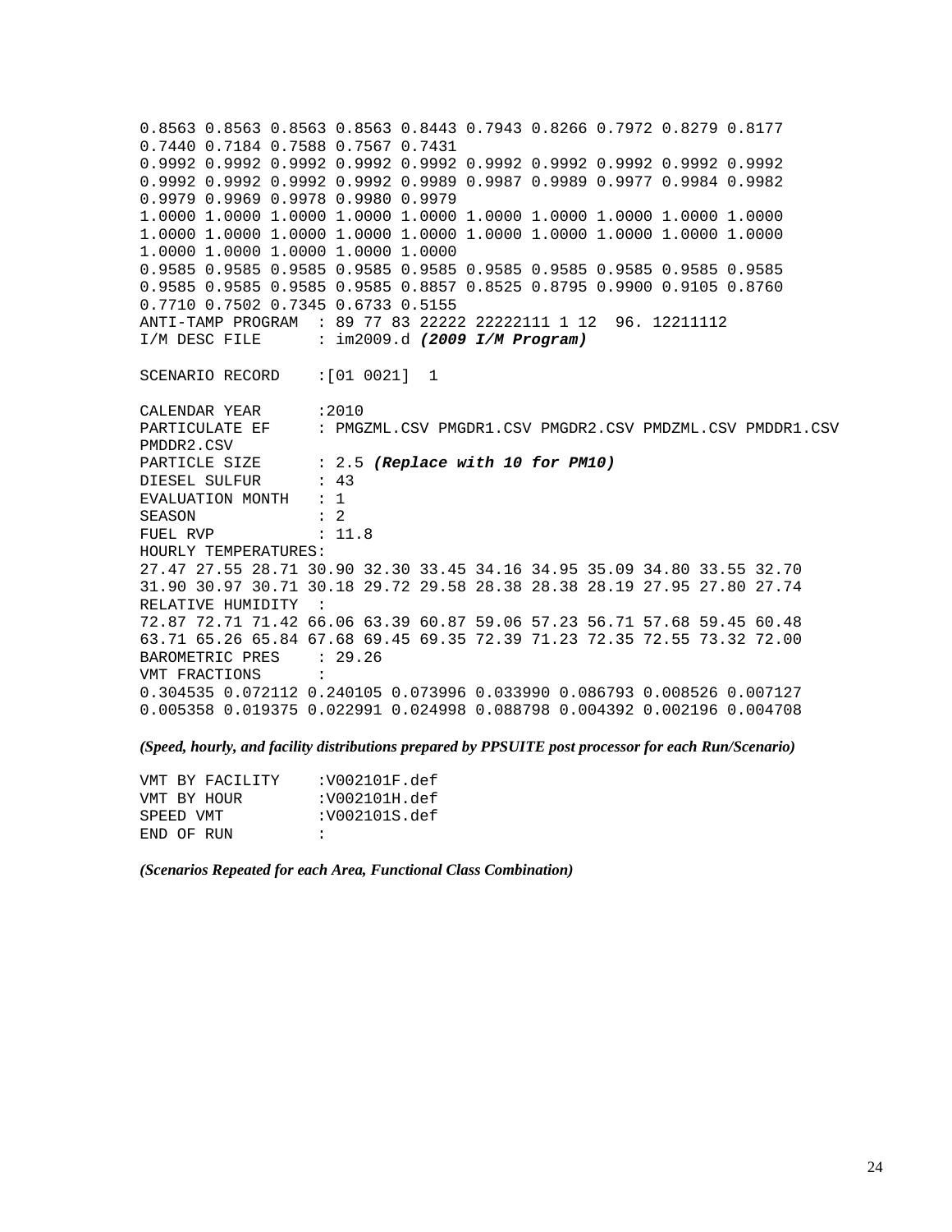```
0.8563 0.8563 0.8563 0.8563 0.8443 0.7943 0.8266 0.7972 0.8279 0.8177
0.7440 0.7184 0.7588 0.7567 0.7431
0.9992 0.9992 0.9992 0.9992 0.9992 0.9992 0.9992 0.9992 0.9992 0.9992
0.9992 0.9992 0.9992 0.9992 0.9989 0.9987 0.9989 0.9977 0.9984 0.9982
0.9979 0.9969 0.9978 0.9980 0.9979
1.0000 1.0000 1.0000 1.0000 1.0000 1.0000 1.0000 1.0000 1.0000 1.0000
1.0000 1.0000 1.0000 1.0000 1.0000 1.0000 1.0000 1.0000 1.0000 1.0000
1.0000 1.0000 1.0000 1.0000 1.0000
0.9585 0.9585 0.9585 0.9585 0.9585 0.9585 0.9585 0.9585 0.9585 0.9585
0.9585 0.9585 0.9585 0.9585 0.8857 0.8525 0.8795 0.9900 0.9105 0.8760
0.7710 0.7502 0.7345 0.6733 0.5155
ANTI-TAMP PROGRAM  : 89 77 83 22222 22222111 1 12  96. 12211112
I/M DESC FILE      : im2009.d (2009 I/M Program)

SCENARIO RECORD    :[01 0021]  1

CALENDAR YEAR      :2010
PARTICULATE EF     : PMGZML.CSV PMGDR1.CSV PMGDR2.CSV PMDZML.CSV PMDDR1.CSV
PMDDR2.CSV
PARTICLE SIZE      : 2.5 (Replace with 10 for PM10)
DIESEL SULFUR      : 43
EVALUATION MONTH   : 1
SEASON             : 2
FUEL RVP           : 11.8
HOURLY TEMPERATURES:
27.47 27.55 28.71 30.90 32.30 33.45 34.16 34.95 35.09 34.80 33.55 32.70
31.90 30.97 30.71 30.18 29.72 29.58 28.38 28.38 28.19 27.95 27.80 27.74
RELATIVE HUMIDITY  :
72.87 72.71 71.42 66.06 63.39 60.87 59.06 57.23 56.71 57.68 59.45 60.48
63.71 65.26 65.84 67.68 69.45 69.35 72.39 71.23 72.35 72.55 73.32 72.00
BAROMETRIC PRES    : 29.26
VMT FRACTIONS      :
0.304535 0.072112 0.240105 0.073996 0.033990 0.086793 0.008526 0.007127
0.005358 0.019375 0.022991 0.024998 0.088798 0.004392 0.002196 0.004708
```

*(Speed, hourly, and facility distributions prepared by PPSUITE post processor for each Run/Scenario)*

```
VMT BY FACILITY    :V002101F.def
VMT BY HOUR        :V002101H.def
SPEED VMT          :V002101S.def
END OF RUN         :
```

*(Scenarios Repeated for each Area, Functional Class Combination)*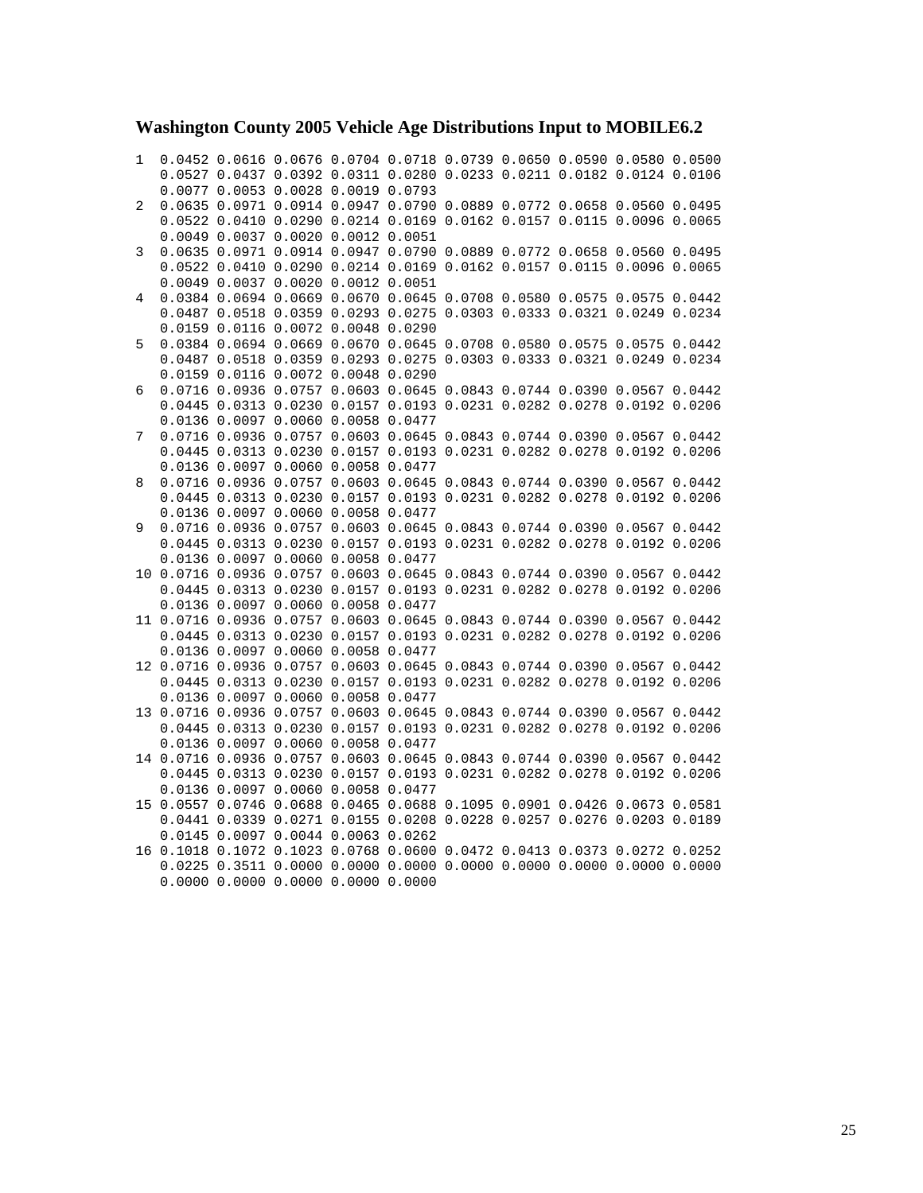### Washington County 2005 Vehicle Age Distributions Input to MOBILE6.2

```
1  0.0452 0.0616 0.0676 0.0704 0.0718 0.0739 0.0650 0.0590 0.0580 0.0500
   0.0527 0.0437 0.0392 0.0311 0.0280 0.0233 0.0211 0.0182 0.0124 0.0106
   0.0077 0.0053 0.0028 0.0019 0.0793
2  0.0635 0.0971 0.0914 0.0947 0.0790 0.0889 0.0772 0.0658 0.0560 0.0495
   0.0522 0.0410 0.0290 0.0214 0.0169 0.0162 0.0157 0.0115 0.0096 0.0065
   0.0049 0.0037 0.0020 0.0012 0.0051
3  0.0635 0.0971 0.0914 0.0947 0.0790 0.0889 0.0772 0.0658 0.0560 0.0495
   0.0522 0.0410 0.0290 0.0214 0.0169 0.0162 0.0157 0.0115 0.0096 0.0065
   0.0049 0.0037 0.0020 0.0012 0.0051
4  0.0384 0.0694 0.0669 0.0670 0.0645 0.0708 0.0580 0.0575 0.0575 0.0442
   0.0487 0.0518 0.0359 0.0293 0.0275 0.0303 0.0333 0.0321 0.0249 0.0234
   0.0159 0.0116 0.0072 0.0048 0.0290
5  0.0384 0.0694 0.0669 0.0670 0.0645 0.0708 0.0580 0.0575 0.0575 0.0442
   0.0487 0.0518 0.0359 0.0293 0.0275 0.0303 0.0333 0.0321 0.0249 0.0234
   0.0159 0.0116 0.0072 0.0048 0.0290
6  0.0716 0.0936 0.0757 0.0603 0.0645 0.0843 0.0744 0.0390 0.0567 0.0442
   0.0445 0.0313 0.0230 0.0157 0.0193 0.0231 0.0282 0.0278 0.0192 0.0206
   0.0136 0.0097 0.0060 0.0058 0.0477
7  0.0716 0.0936 0.0757 0.0603 0.0645 0.0843 0.0744 0.0390 0.0567 0.0442
   0.0445 0.0313 0.0230 0.0157 0.0193 0.0231 0.0282 0.0278 0.0192 0.0206
   0.0136 0.0097 0.0060 0.0058 0.0477
8  0.0716 0.0936 0.0757 0.0603 0.0645 0.0843 0.0744 0.0390 0.0567 0.0442
   0.0445 0.0313 0.0230 0.0157 0.0193 0.0231 0.0282 0.0278 0.0192 0.0206
   0.0136 0.0097 0.0060 0.0058 0.0477
9  0.0716 0.0936 0.0757 0.0603 0.0645 0.0843 0.0744 0.0390 0.0567 0.0442
   0.0445 0.0313 0.0230 0.0157 0.0193 0.0231 0.0282 0.0278 0.0192 0.0206
   0.0136 0.0097 0.0060 0.0058 0.0477
10 0.0716 0.0936 0.0757 0.0603 0.0645 0.0843 0.0744 0.0390 0.0567 0.0442
   0.0445 0.0313 0.0230 0.0157 0.0193 0.0231 0.0282 0.0278 0.0192 0.0206
   0.0136 0.0097 0.0060 0.0058 0.0477
11 0.0716 0.0936 0.0757 0.0603 0.0645 0.0843 0.0744 0.0390 0.0567 0.0442
   0.0445 0.0313 0.0230 0.0157 0.0193 0.0231 0.0282 0.0278 0.0192 0.0206
   0.0136 0.0097 0.0060 0.0058 0.0477
12 0.0716 0.0936 0.0757 0.0603 0.0645 0.0843 0.0744 0.0390 0.0567 0.0442
   0.0445 0.0313 0.0230 0.0157 0.0193 0.0231 0.0282 0.0278 0.0192 0.0206
   0.0136 0.0097 0.0060 0.0058 0.0477
13 0.0716 0.0936 0.0757 0.0603 0.0645 0.0843 0.0744 0.0390 0.0567 0.0442
   0.0445 0.0313 0.0230 0.0157 0.0193 0.0231 0.0282 0.0278 0.0192 0.0206
   0.0136 0.0097 0.0060 0.0058 0.0477
14 0.0716 0.0936 0.0757 0.0603 0.0645 0.0843 0.0744 0.0390 0.0567 0.0442
   0.0445 0.0313 0.0230 0.0157 0.0193 0.0231 0.0282 0.0278 0.0192 0.0206
   0.0136 0.0097 0.0060 0.0058 0.0477
15 0.0557 0.0746 0.0688 0.0465 0.0688 0.1095 0.0901 0.0426 0.0673 0.0581
   0.0441 0.0339 0.0271 0.0155 0.0208 0.0228 0.0257 0.0276 0.0203 0.0189
   0.0145 0.0097 0.0044 0.0063 0.0262
16 0.1018 0.1072 0.1023 0.0768 0.0600 0.0472 0.0413 0.0373 0.0272 0.0252
   0.0225 0.3511 0.0000 0.0000 0.0000 0.0000 0.0000 0.0000 0.0000 0.0000
   0.0000 0.0000 0.0000 0.0000 0.0000
```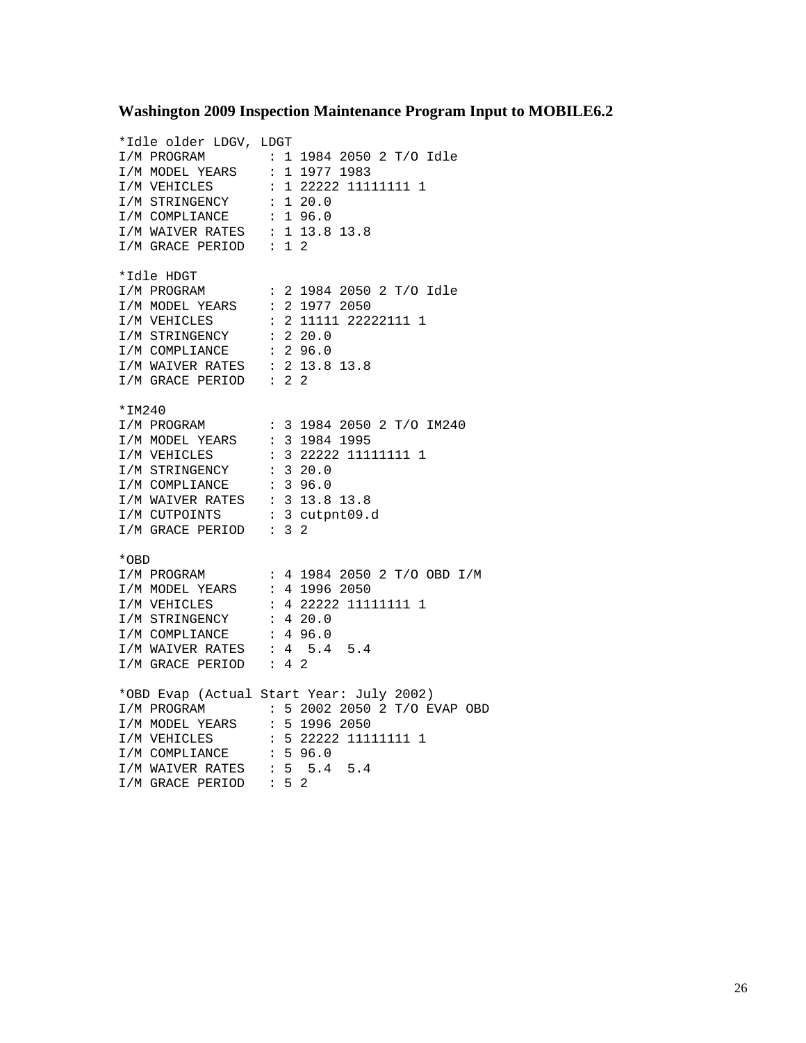**Washington 2009 Inspection Maintenance Program Input to MOBILE6.2**

```
*Idle older LDGV, LDGT
I/M PROGRAM        : 1 1984 2050 2 T/O Idle
I/M MODEL YEARS    : 1 1977 1983
I/M VEHICLES       : 1 22222 11111111 1
I/M STRINGENCY     : 1 20.0
I/M COMPLIANCE     : 1 96.0
I/M WAIVER RATES   : 1 13.8 13.8
I/M GRACE PERIOD   : 1 2

*Idle HDGT
I/M PROGRAM        : 2 1984 2050 2 T/O Idle
I/M MODEL YEARS    : 2 1977 2050
I/M VEHICLES       : 2 11111 22222111 1
I/M STRINGENCY     : 2 20.0
I/M COMPLIANCE     : 2 96.0
I/M WAIVER RATES   : 2 13.8 13.8
I/M GRACE PERIOD   : 2 2

*IM240
I/M PROGRAM        : 3 1984 2050 2 T/O IM240
I/M MODEL YEARS    : 3 1984 1995
I/M VEHICLES       : 3 22222 11111111 1
I/M STRINGENCY     : 3 20.0
I/M COMPLIANCE     : 3 96.0
I/M WAIVER RATES   : 3 13.8 13.8
I/M CUTPOINTS      : 3 cutpnt09.d
I/M GRACE PERIOD   : 3 2

*OBD
I/M PROGRAM        : 4 1984 2050 2 T/O OBD I/M
I/M MODEL YEARS    : 4 1996 2050
I/M VEHICLES       : 4 22222 11111111 1
I/M STRINGENCY     : 4 20.0
I/M COMPLIANCE     : 4 96.0
I/M WAIVER RATES   : 4  5.4  5.4
I/M GRACE PERIOD   : 4 2

*OBD Evap (Actual Start Year: July 2002)
I/M PROGRAM        : 5 2002 2050 2 T/O EVAP OBD
I/M MODEL YEARS    : 5 1996 2050
I/M VEHICLES       : 5 22222 11111111 1
I/M COMPLIANCE     : 5 96.0
I/M WAIVER RATES   : 5  5.4  5.4
I/M GRACE PERIOD   : 5 2
```